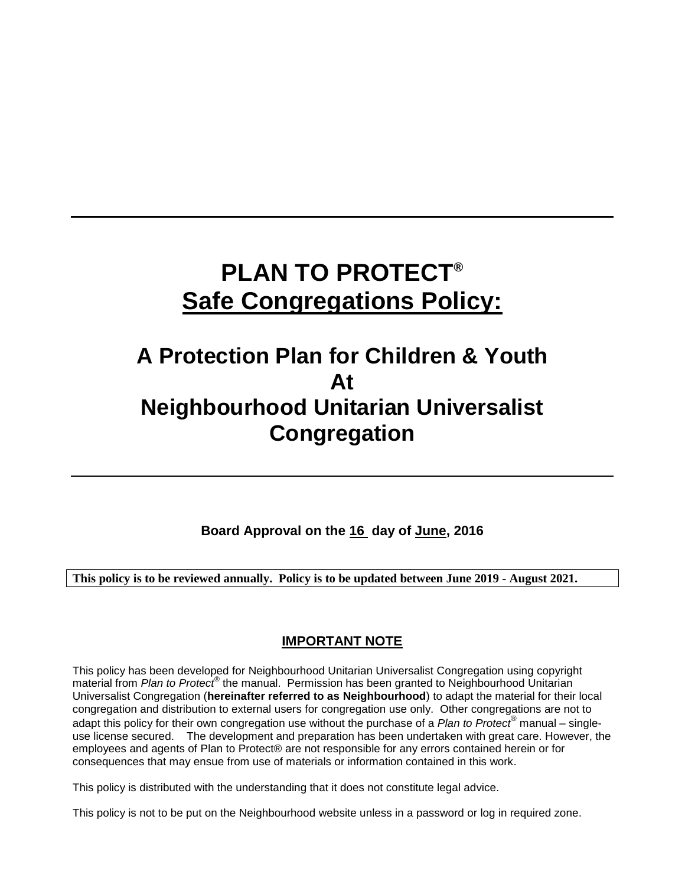---

# PLAN TO PROTECT®
## <u>Safe Congregations Policy:</u>

## A Protection Plan for Children & Youth At Neighbourhood Unitarian Universalist Congregation

---

**Board Approval on the 16 day of June, 2016**

**This policy is to be reviewed annually. Policy is to be updated between June 2019 - August 2021.**

### IMPORTANT NOTE

This policy has been developed for Neighbourhood Unitarian Universalist Congregation using copyright material from *Plan to Protect®* the manual. Permission has been granted to Neighbourhood Unitarian Universalist Congregation (**hereinafter referred to as Neighbourhood**) to adapt the material for their local congregation and distribution to external users for congregation use only. Other congregations are not to adapt this policy for their own congregation use without the purchase of a *Plan to Protect®* manual – single-use license secured. The development and preparation has been undertaken with great care. However, the employees and agents of Plan to Protect® are not responsible for any errors contained herein or for consequences that may ensue from use of materials or information contained in this work.

This policy is distributed with the understanding that it does not constitute legal advice.

This policy is not to be put on the Neighbourhood website unless in a password or log in required zone.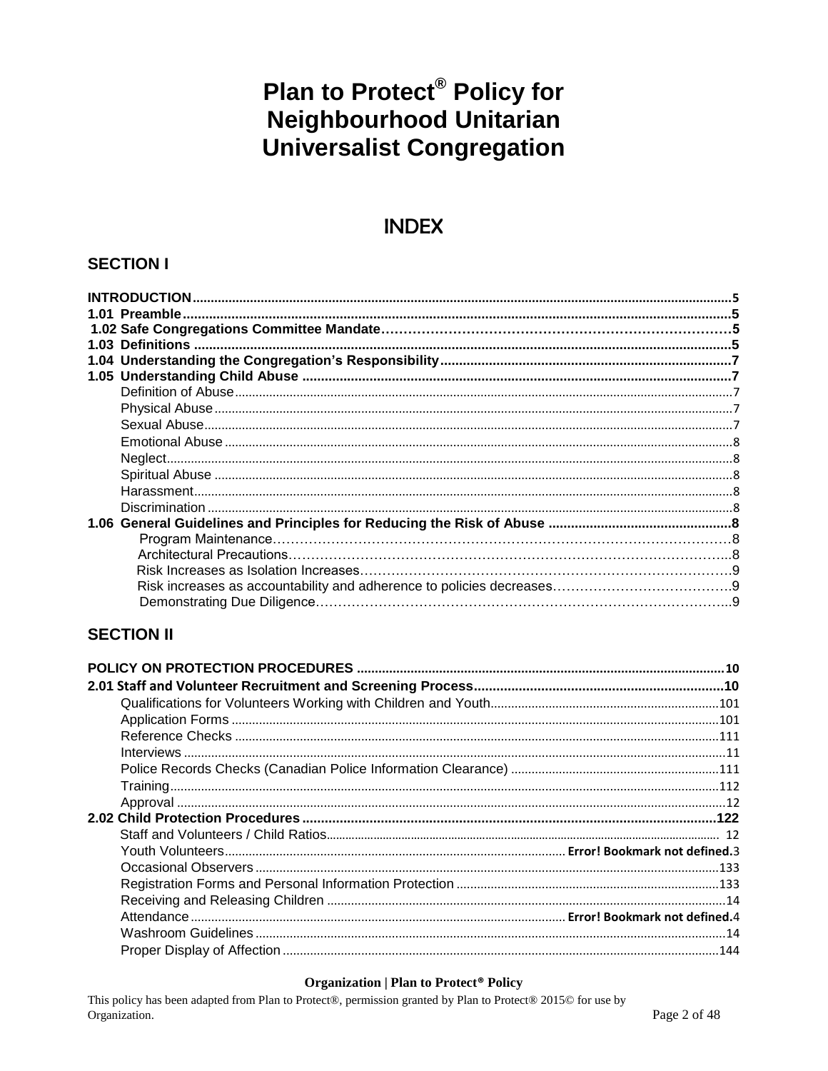# Plan to Protect® Policy for Neighbourhood Unitarian Universalist Congregation

## INDEX

### SECTION I

**INTRODUCTION** .....5
**1.01 Preamble** .....5
**1.02 Safe Congregations Committee Mandate** .....5
**1.03 Definitions** .....5
**1.04 Understanding the Congregation's Responsibility** .....7
**1.05 Understanding Child Abuse** .....7

- Definition of Abuse .....7
- Physical Abuse .....7
- Sexual Abuse .....7
- Emotional Abuse .....8
- Neglect .....8
- Spiritual Abuse .....8
- Harassment .....8
- Discrimination .....8

**1.06 General Guidelines and Principles for Reducing the Risk of Abuse** .....8

- Program Maintenance .....8
- Architectural Precautions .....8
- Risk Increases as Isolation Increases .....9
- Risk increases as accountability and adherence to policies decreases .....9
- Demonstrating Due Diligence .....9

### SECTION II

**POLICY ON PROTECTION PROCEDURES** .....10
**2.01 Staff and Volunteer Recruitment and Screening Process** .....10

- Qualifications for Volunteers Working with Children and Youth .....101
- Application Forms .....101
- Reference Checks .....111
- Interviews .....11
- Police Records Checks (Canadian Police Information Clearance) .....111
- Training .....112
- Approval .....12

**2.02 Child Protection Procedures** .....122

- Staff and Volunteers / Child Ratios .....12
- Youth Volunteers ..... Error! Bookmark not defined.3
- Occasional Observers .....133
- Registration Forms and Personal Information Protection .....133
- Receiving and Releasing Children .....14
- Attendance ..... Error! Bookmark not defined.4
- Washroom Guidelines .....14
- Proper Display of Affection .....144

**Organization | Plan to Protect® Policy**

This policy has been adapted from Plan to Protect®, permission granted by Plan to Protect® 2015© for use by Organization.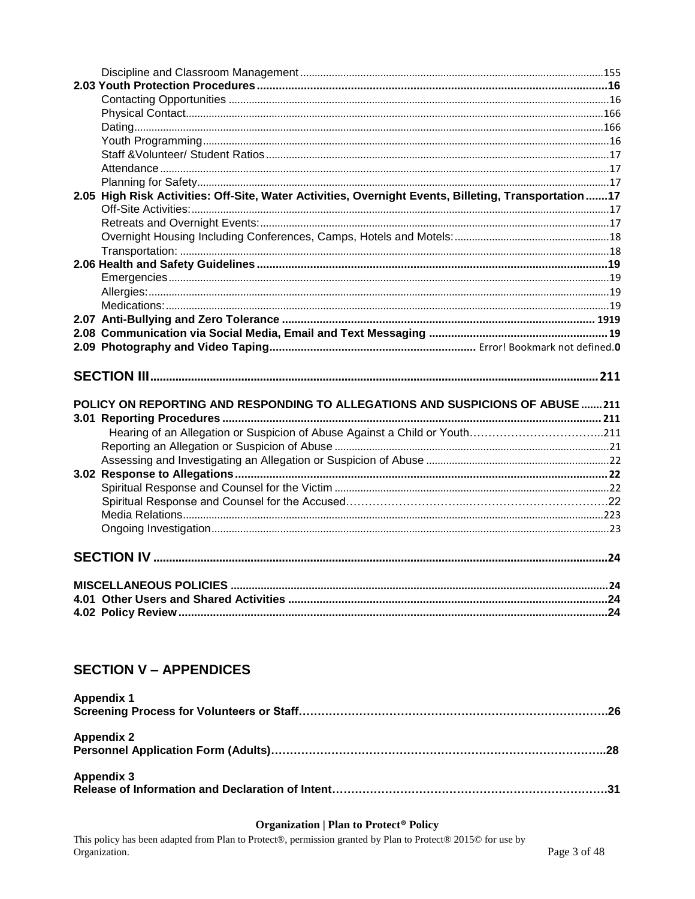Discipline and Classroom Management ........ 155

**2.03 Youth Protection Procedures ........ 16**

Contacting Opportunities ........ 16

Physical Contact ........ 166

Dating ........ 166

Youth Programming ........ 16

Staff &Volunteer/ Student Ratios ........ 17

Attendance ........ 17

Planning for Safety ........ 17

**2.05 High Risk Activities: Off-Site, Water Activities, Overnight Events, Billeting, Transportation ........ 17**

Off-Site Activities: ........ 17

Retreats and Overnight Events: ........ 17

Overnight Housing Including Conferences, Camps, Hotels and Motels: ........ 18

Transportation: ........ 18

**2.06 Health and Safety Guidelines ........ 19**

Emergencies ........ 19

Allergies: ........ 19

Medications: ........ 19

**2.07 Anti-Bullying and Zero Tolerance ........ 1919**

**2.08 Communication via Social Media, Email and Text Messaging ........ 19**

**2.09 Photography and Video Taping ........** Error! Bookmark not defined.**0**

**SECTION III ........ 211**

**POLICY ON REPORTING AND RESPONDING TO ALLEGATIONS AND SUSPICIONS OF ABUSE ........ 211**

**3.01 Reporting Procedures ........ 211**

Hearing of an Allegation or Suspicion of Abuse Against a Child or Youth ........ 211

Reporting an Allegation or Suspicion of Abuse ........ 21

Assessing and Investigating an Allegation or Suspicion of Abuse ........ 22

**3.02 Response to Allegations ........ 22**

Spiritual Response and Counsel for the Victim ........ 22

Spiritual Response and Counsel for the Accused ........ 22

Media Relations ........ 223

Ongoing Investigation ........ 23

**SECTION IV ........ 24**

**MISCELLANEOUS POLICIES ........ 24**

**4.01 Other Users and Shared Activities ........ 24**

**4.02 Policy Review ........ 24**

## SECTION V – APPENDICES

**Appendix 1**
**Screening Process for Volunteers or Staff ........ 26**

**Appendix 2**
**Personnel Application Form (Adults) ........ 28**

**Appendix 3**
**Release of Information and Declaration of Intent ........ 31**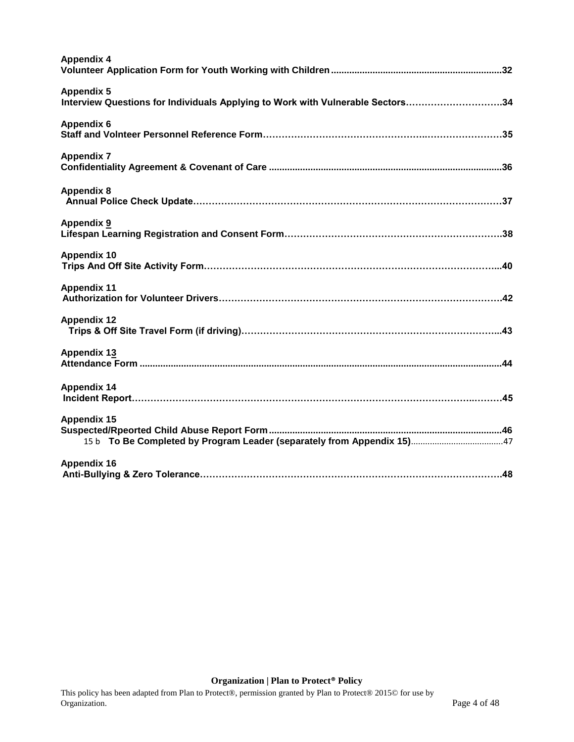**Appendix 4**
**Volunteer Application Form for Youth Working with Children**..................................................................**32**

**Appendix 5**
**Interview Questions for Individuals Applying to Work with Vulnerable Sectors**…………………………**34**

**Appendix 6**
**Staff and Volnteer Personnel Reference Form**……………………………………………..……………………**35**

**Appendix 7**
**Confidentiality Agreement & Covenant of Care** ..........................................................................................**36**

**Appendix 8**
**Annual Police Check Update**………………………………………………………………………………………**37**

**Appendix 9**
**Lifespan Learning Registration and Consent Form**…………………………………………………………….**38**

**Appendix 10**
**Trips And Off Site Activity Form**……………………………………………………………………………………..**40**

**Appendix 11**
**Authorization for Volunteer Drivers**………………………………………………………………………………**42**

**Appendix 12**
**Trips & Off Site Travel Form (if driving)**…………………………………………………………………………..**43**

**Appendix 13**
**Attendance Form** ...........................................................................................................................................**44**

**Appendix 14**
**Incident Report**……………………………………………………………………………………………….………**45**

**Appendix 15**
**Suspected/Rpeorted Child Abuse Report Form**..........................................................................................**46**
15 b **To Be Completed by Program Leader (separately from Appendix 15)**.......................................47

**Appendix 16**
**Anti-Bullying & Zero Tolerance**……………………………………………………………………………………**48**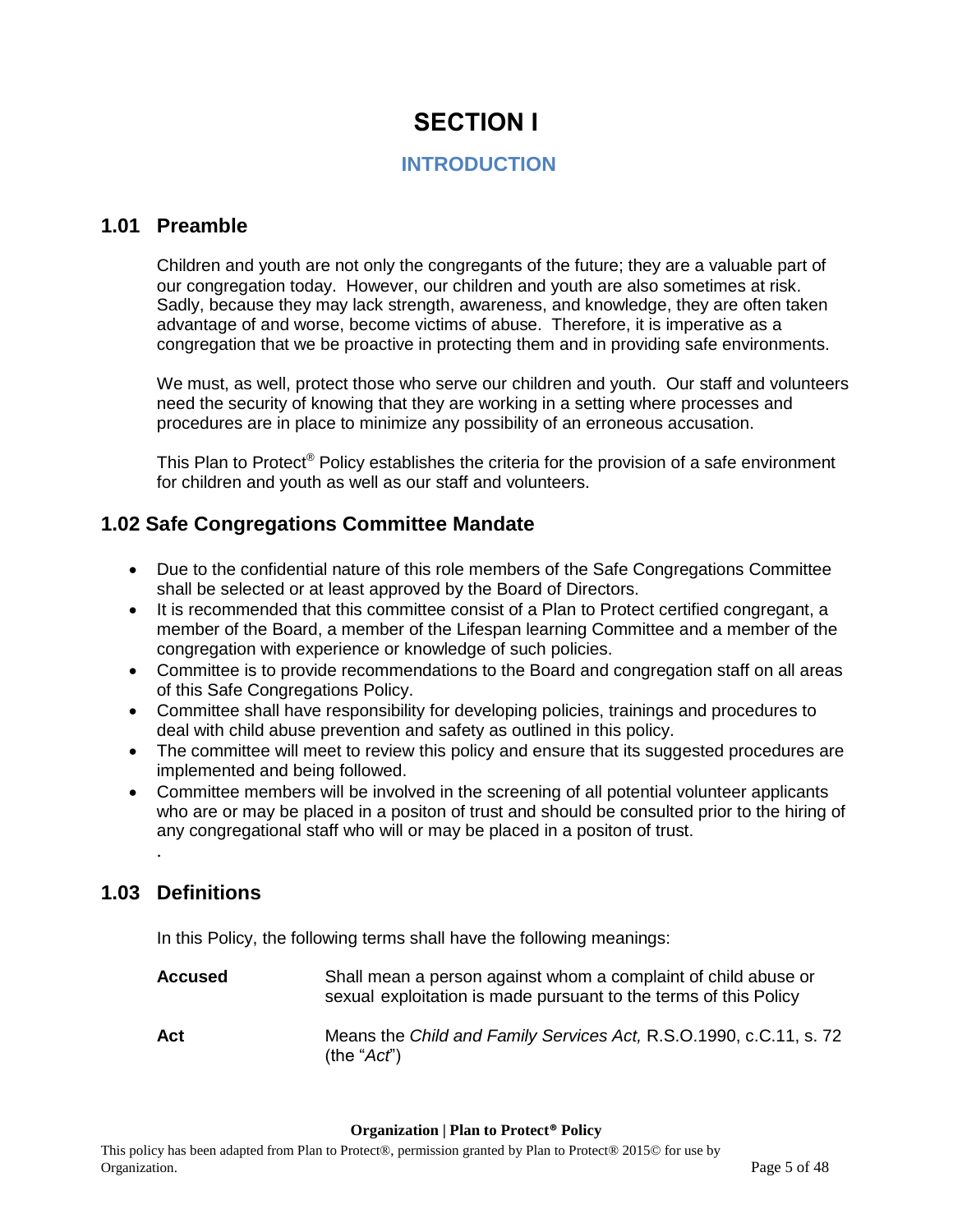# SECTION I

## INTRODUCTION

### 1.01 Preamble

Children and youth are not only the congregants of the future; they are a valuable part of our congregation today. However, our children and youth are also sometimes at risk. Sadly, because they may lack strength, awareness, and knowledge, they are often taken advantage of and worse, become victims of abuse. Therefore, it is imperative as a congregation that we be proactive in protecting them and in providing safe environments.

We must, as well, protect those who serve our children and youth. Our staff and volunteers need the security of knowing that they are working in a setting where processes and procedures are in place to minimize any possibility of an erroneous accusation.

This Plan to Protect® Policy establishes the criteria for the provision of a safe environment for children and youth as well as our staff and volunteers.

### 1.02 Safe Congregations Committee Mandate

- Due to the confidential nature of this role members of the Safe Congregations Committee shall be selected or at least approved by the Board of Directors.
- It is recommended that this committee consist of a Plan to Protect certified congregant, a member of the Board, a member of the Lifespan learning Committee and a member of the congregation with experience or knowledge of such policies.
- Committee is to provide recommendations to the Board and congregation staff on all areas of this Safe Congregations Policy.
- Committee shall have responsibility for developing policies, trainings and procedures to deal with child abuse prevention and safety as outlined in this policy.
- The committee will meet to review this policy and ensure that its suggested procedures are implemented and being followed.
- Committee members will be involved in the screening of all potential volunteer applicants who are or may be placed in a positon of trust and should be consulted prior to the hiring of any congregational staff who will or may be placed in a positon of trust.

.

### 1.03 Definitions

In this Policy, the following terms shall have the following meanings:

**Accused** Shall mean a person against whom a complaint of child abuse or sexual exploitation is made pursuant to the terms of this Policy

**Act** Means the *Child and Family Services Act,* R.S.O.1990, c.C.11, s. 72 (the "*Act*")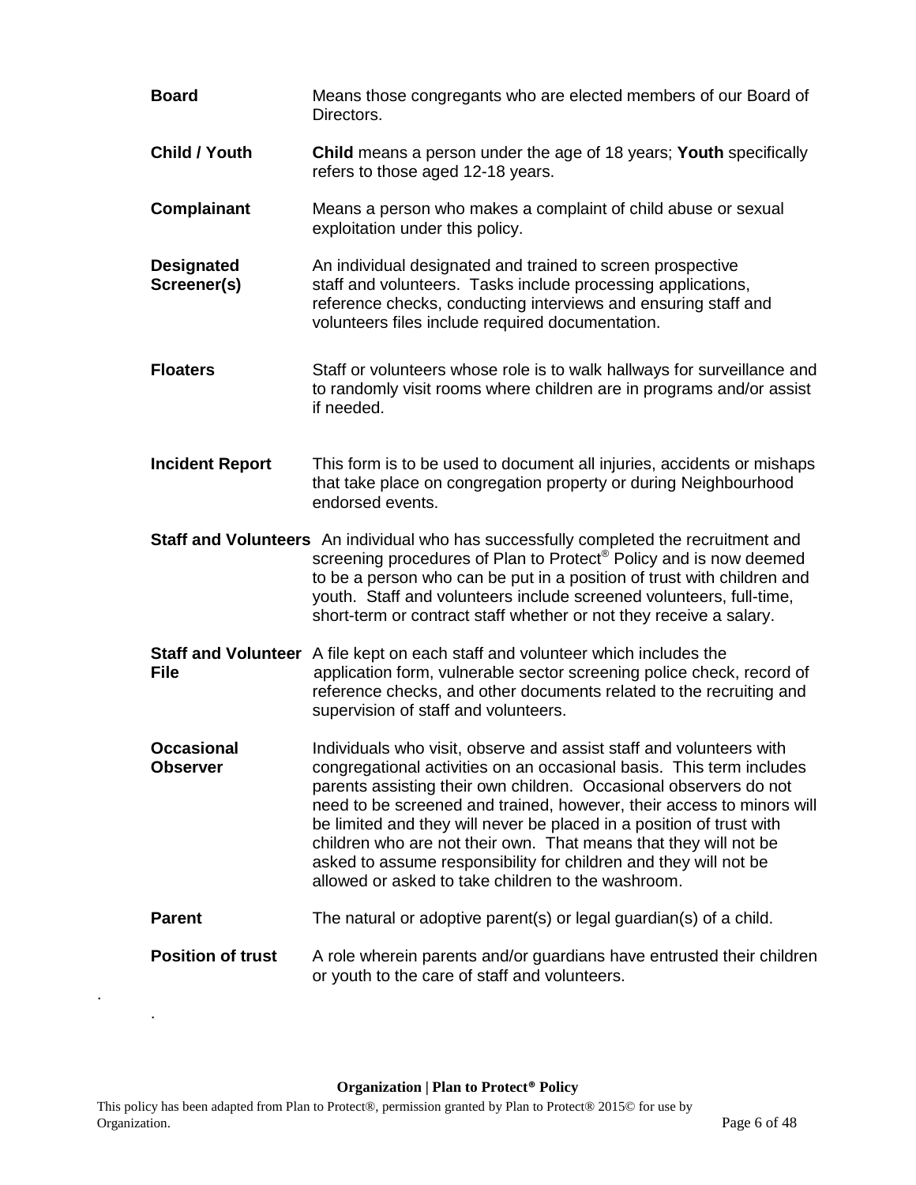| | |
|---|---|
| **Board** | Means those congregants who are elected members of our Board of Directors. |
| **Child / Youth** | **Child** means a person under the age of 18 years; **Youth** specifically refers to those aged 12-18 years. |
| **Complainant** | Means a person who makes a complaint of child abuse or sexual exploitation under this policy. |
| **Designated Screener(s)** | An individual designated and trained to screen prospective staff and volunteers. Tasks include processing applications, reference checks, conducting interviews and ensuring staff and volunteers files include required documentation. |
| **Floaters** | Staff or volunteers whose role is to walk hallways for surveillance and to randomly visit rooms where children are in programs and/or assist if needed. |
| **Incident Report** | This form is to be used to document all injuries, accidents or mishaps that take place on congregation property or during Neighbourhood endorsed events. |
| **Staff and Volunteers** | An individual who has successfully completed the recruitment and screening procedures of Plan to Protect® Policy and is now deemed to be a person who can be put in a position of trust with children and youth. Staff and volunteers include screened volunteers, full-time, short-term or contract staff whether or not they receive a salary. |
| **Staff and Volunteer File** | A file kept on each staff and volunteer which includes the application form, vulnerable sector screening police check, record of reference checks, and other documents related to the recruiting and supervision of staff and volunteers. |
| **Occasional Observer** | Individuals who visit, observe and assist staff and volunteers with congregational activities on an occasional basis. This term includes parents assisting their own children. Occasional observers do not need to be screened and trained, however, their access to minors will be limited and they will never be placed in a position of trust with children who are not their own. That means that they will not be asked to assume responsibility for children and they will not be allowed or asked to take children to the washroom. |
| **Parent** | The natural or adoptive parent(s) or legal guardian(s) of a child. |
| **Position of trust** | A role wherein parents and/or guardians have entrusted their children or youth to the care of staff and volunteers. |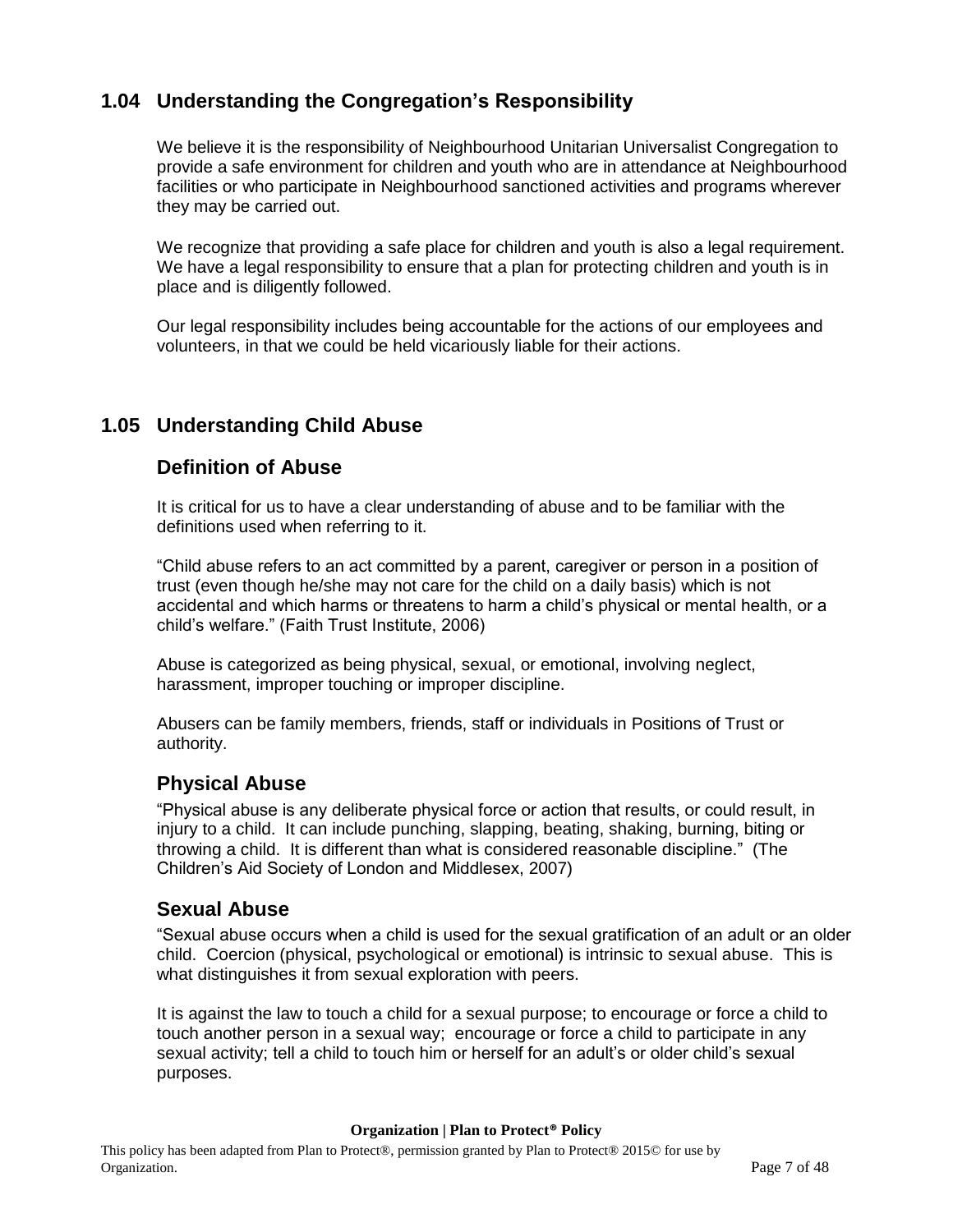## 1.04 Understanding the Congregation's Responsibility

We believe it is the responsibility of Neighbourhood Unitarian Universalist Congregation to provide a safe environment for children and youth who are in attendance at Neighbourhood facilities or who participate in Neighbourhood sanctioned activities and programs wherever they may be carried out.

We recognize that providing a safe place for children and youth is also a legal requirement. We have a legal responsibility to ensure that a plan for protecting children and youth is in place and is diligently followed.

Our legal responsibility includes being accountable for the actions of our employees and volunteers, in that we could be held vicariously liable for their actions.

## 1.05 Understanding Child Abuse

### Definition of Abuse

It is critical for us to have a clear understanding of abuse and to be familiar with the definitions used when referring to it.

"Child abuse refers to an act committed by a parent, caregiver or person in a position of trust (even though he/she may not care for the child on a daily basis) which is not accidental and which harms or threatens to harm a child's physical or mental health, or a child's welfare." (Faith Trust Institute, 2006)

Abuse is categorized as being physical, sexual, or emotional, involving neglect, harassment, improper touching or improper discipline.

Abusers can be family members, friends, staff or individuals in Positions of Trust or authority.

### Physical Abuse

"Physical abuse is any deliberate physical force or action that results, or could result, in injury to a child. It can include punching, slapping, beating, shaking, burning, biting or throwing a child. It is different than what is considered reasonable discipline." (The Children's Aid Society of London and Middlesex, 2007)

### Sexual Abuse

"Sexual abuse occurs when a child is used for the sexual gratification of an adult or an older child. Coercion (physical, psychological or emotional) is intrinsic to sexual abuse. This is what distinguishes it from sexual exploration with peers.

It is against the law to touch a child for a sexual purpose; to encourage or force a child to touch another person in a sexual way; encourage or force a child to participate in any sexual activity; tell a child to touch him or herself for an adult's or older child's sexual purposes.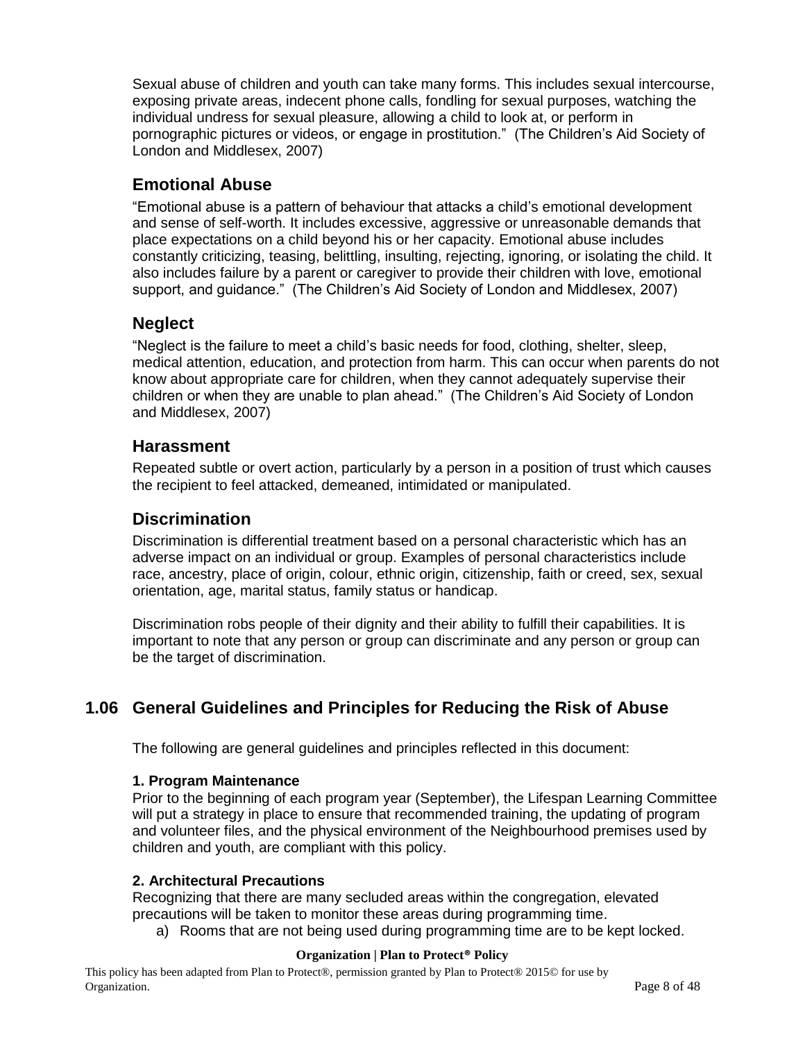Sexual abuse of children and youth can take many forms. This includes sexual intercourse, exposing private areas, indecent phone calls, fondling for sexual purposes, watching the individual undress for sexual pleasure, allowing a child to look at, or perform in pornographic pictures or videos, or engage in prostitution." (The Children's Aid Society of London and Middlesex, 2007)

### Emotional Abuse

"Emotional abuse is a pattern of behaviour that attacks a child's emotional development and sense of self-worth. It includes excessive, aggressive or unreasonable demands that place expectations on a child beyond his or her capacity. Emotional abuse includes constantly criticizing, teasing, belittling, insulting, rejecting, ignoring, or isolating the child. It also includes failure by a parent or caregiver to provide their children with love, emotional support, and guidance." (The Children's Aid Society of London and Middlesex, 2007)

### Neglect

"Neglect is the failure to meet a child's basic needs for food, clothing, shelter, sleep, medical attention, education, and protection from harm. This can occur when parents do not know about appropriate care for children, when they cannot adequately supervise their children or when they are unable to plan ahead." (The Children's Aid Society of London and Middlesex, 2007)

### Harassment

Repeated subtle or overt action, particularly by a person in a position of trust which causes the recipient to feel attacked, demeaned, intimidated or manipulated.

### Discrimination

Discrimination is differential treatment based on a personal characteristic which has an adverse impact on an individual or group. Examples of personal characteristics include race, ancestry, place of origin, colour, ethnic origin, citizenship, faith or creed, sex, sexual orientation, age, marital status, family status or handicap.

Discrimination robs people of their dignity and their ability to fulfill their capabilities. It is important to note that any person or group can discriminate and any person or group can be the target of discrimination.

## 1.06 General Guidelines and Principles for Reducing the Risk of Abuse

The following are general guidelines and principles reflected in this document:

**1. Program Maintenance**

Prior to the beginning of each program year (September), the Lifespan Learning Committee will put a strategy in place to ensure that recommended training, the updating of program and volunteer files, and the physical environment of the Neighbourhood premises used by children and youth, are compliant with this policy.

**2. Architectural Precautions**

Recognizing that there are many secluded areas within the congregation, elevated precautions will be taken to monitor these areas during programming time.

a) Rooms that are not being used during programming time are to be kept locked.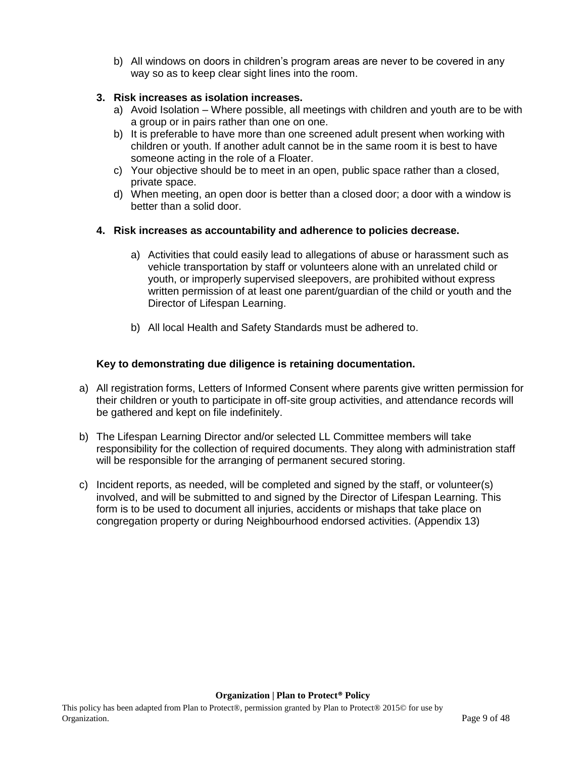b) All windows on doors in children's program areas are never to be covered in any way so as to keep clear sight lines into the room.

**3. Risk increases as isolation increases.**

a) Avoid Isolation – Where possible, all meetings with children and youth are to be with a group or in pairs rather than one on one.
b) It is preferable to have more than one screened adult present when working with children or youth. If another adult cannot be in the same room it is best to have someone acting in the role of a Floater.
c) Your objective should be to meet in an open, public space rather than a closed, private space.
d) When meeting, an open door is better than a closed door; a door with a window is better than a solid door.

**4. Risk increases as accountability and adherence to policies decrease.**

a) Activities that could easily lead to allegations of abuse or harassment such as vehicle transportation by staff or volunteers alone with an unrelated child or youth, or improperly supervised sleepovers, are prohibited without express written permission of at least one parent/guardian of the child or youth and the Director of Lifespan Learning.

b) All local Health and Safety Standards must be adhered to.

**Key to demonstrating due diligence is retaining documentation.**

a) All registration forms, Letters of Informed Consent where parents give written permission for their children or youth to participate in off-site group activities, and attendance records will be gathered and kept on file indefinitely.

b) The Lifespan Learning Director and/or selected LL Committee members will take responsibility for the collection of required documents. They along with administration staff will be responsible for the arranging of permanent secured storing.

c) Incident reports, as needed, will be completed and signed by the staff, or volunteer(s) involved, and will be submitted to and signed by the Director of Lifespan Learning. This form is to be used to document all injuries, accidents or mishaps that take place on congregation property or during Neighbourhood endorsed activities. (Appendix 13)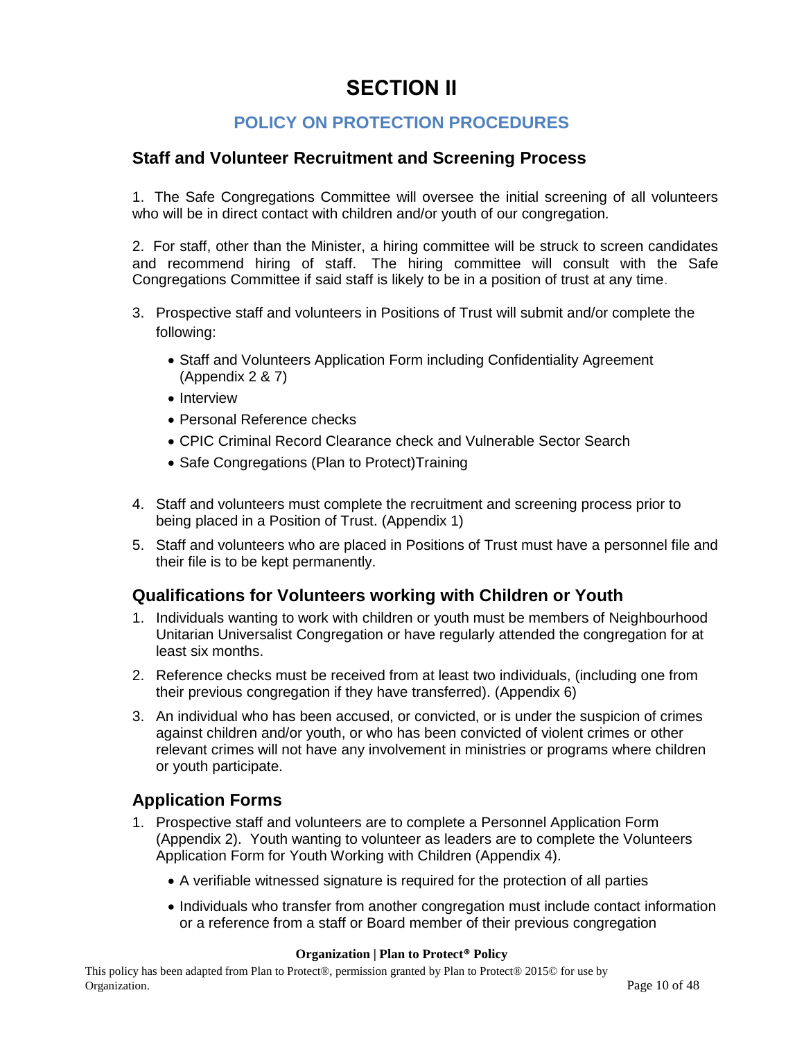# SECTION II

## POLICY ON PROTECTION PROCEDURES

### Staff and Volunteer Recruitment and Screening Process

1. The Safe Congregations Committee will oversee the initial screening of all volunteers who will be in direct contact with children and/or youth of our congregation.

2. For staff, other than the Minister, a hiring committee will be struck to screen candidates and recommend hiring of staff. The hiring committee will consult with the Safe Congregations Committee if said staff is likely to be in a position of trust at any time.

3. Prospective staff and volunteers in Positions of Trust will submit and/or complete the following:
   - Staff and Volunteers Application Form including Confidentiality Agreement (Appendix 2 & 7)
   - Interview
   - Personal Reference checks
   - CPIC Criminal Record Clearance check and Vulnerable Sector Search
   - Safe Congregations (Plan to Protect)Training

4. Staff and volunteers must complete the recruitment and screening process prior to being placed in a Position of Trust. (Appendix 1)

5. Staff and volunteers who are placed in Positions of Trust must have a personnel file and their file is to be kept permanently.

### Qualifications for Volunteers working with Children or Youth

1. Individuals wanting to work with children or youth must be members of Neighbourhood Unitarian Universalist Congregation or have regularly attended the congregation for at least six months.

2. Reference checks must be received from at least two individuals, (including one from their previous congregation if they have transferred). (Appendix 6)

3. An individual who has been accused, or convicted, or is under the suspicion of crimes against children and/or youth, or who has been convicted of violent crimes or other relevant crimes will not have any involvement in ministries or programs where children or youth participate.

### Application Forms

1. Prospective staff and volunteers are to complete a Personnel Application Form (Appendix 2). Youth wanting to volunteer as leaders are to complete the Volunteers Application Form for Youth Working with Children (Appendix 4).
   - A verifiable witnessed signature is required for the protection of all parties
   - Individuals who transfer from another congregation must include contact information or a reference from a staff or Board member of their previous congregation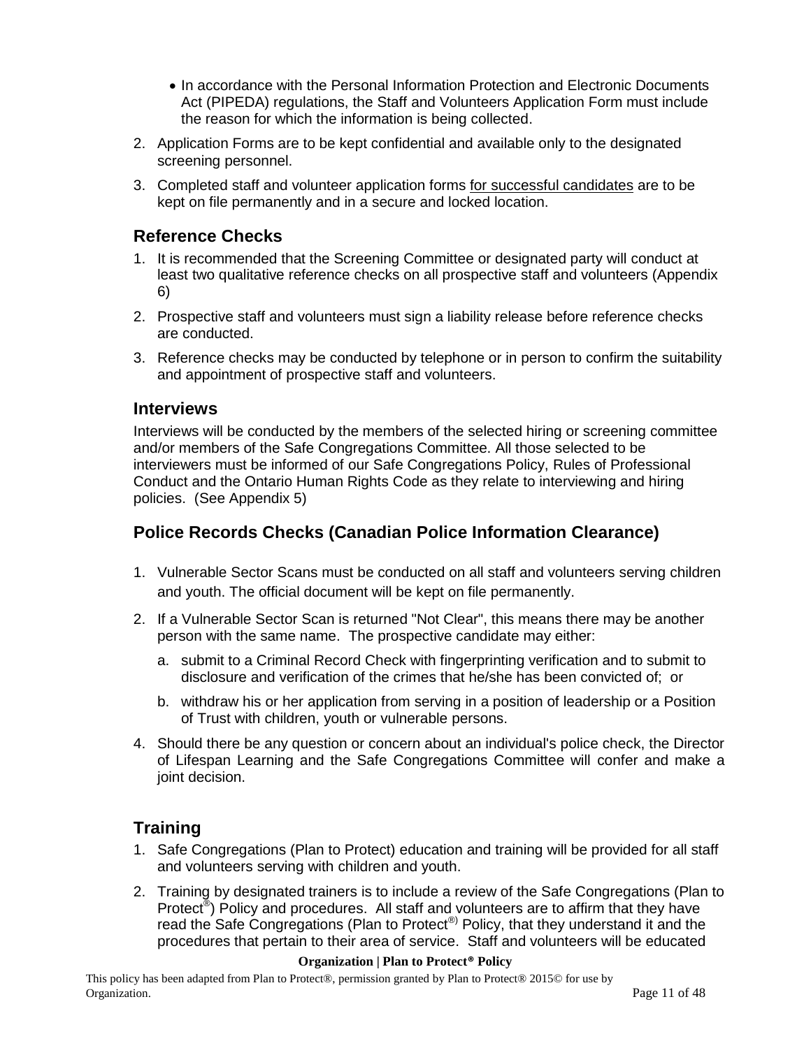- In accordance with the Personal Information Protection and Electronic Documents Act (PIPEDA) regulations, the Staff and Volunteers Application Form must include the reason for which the information is being collected.

2. Application Forms are to be kept confidential and available only to the designated screening personnel.
3. Completed staff and volunteer application forms <u>for successful candidates</u> are to be kept on file permanently and in a secure and locked location.

## Reference Checks

1. It is recommended that the Screening Committee or designated party will conduct at least two qualitative reference checks on all prospective staff and volunteers (Appendix 6)
2. Prospective staff and volunteers must sign a liability release before reference checks are conducted.
3. Reference checks may be conducted by telephone or in person to confirm the suitability and appointment of prospective staff and volunteers.

## Interviews

Interviews will be conducted by the members of the selected hiring or screening committee and/or members of the Safe Congregations Committee. All those selected to be interviewers must be informed of our Safe Congregations Policy, Rules of Professional Conduct and the Ontario Human Rights Code as they relate to interviewing and hiring policies. (See Appendix 5)

## Police Records Checks (Canadian Police Information Clearance)

1. Vulnerable Sector Scans must be conducted on all staff and volunteers serving children and youth. The official document will be kept on file permanently.
2. If a Vulnerable Sector Scan is returned "Not Clear", this means there may be another person with the same name. The prospective candidate may either:
   a. submit to a Criminal Record Check with fingerprinting verification and to submit to disclosure and verification of the crimes that he/she has been convicted of; or
   b. withdraw his or her application from serving in a position of leadership or a Position of Trust with children, youth or vulnerable persons.
4. Should there be any question or concern about an individual's police check, the Director of Lifespan Learning and the Safe Congregations Committee will confer and make a joint decision.

## Training

1. Safe Congregations (Plan to Protect) education and training will be provided for all staff and volunteers serving with children and youth.
2. Training by designated trainers is to include a review of the Safe Congregations (Plan to Protect®) Policy and procedures. All staff and volunteers are to affirm that they have read the Safe Congregations (Plan to Protect®) Policy, that they understand it and the procedures that pertain to their area of service. Staff and volunteers will be educated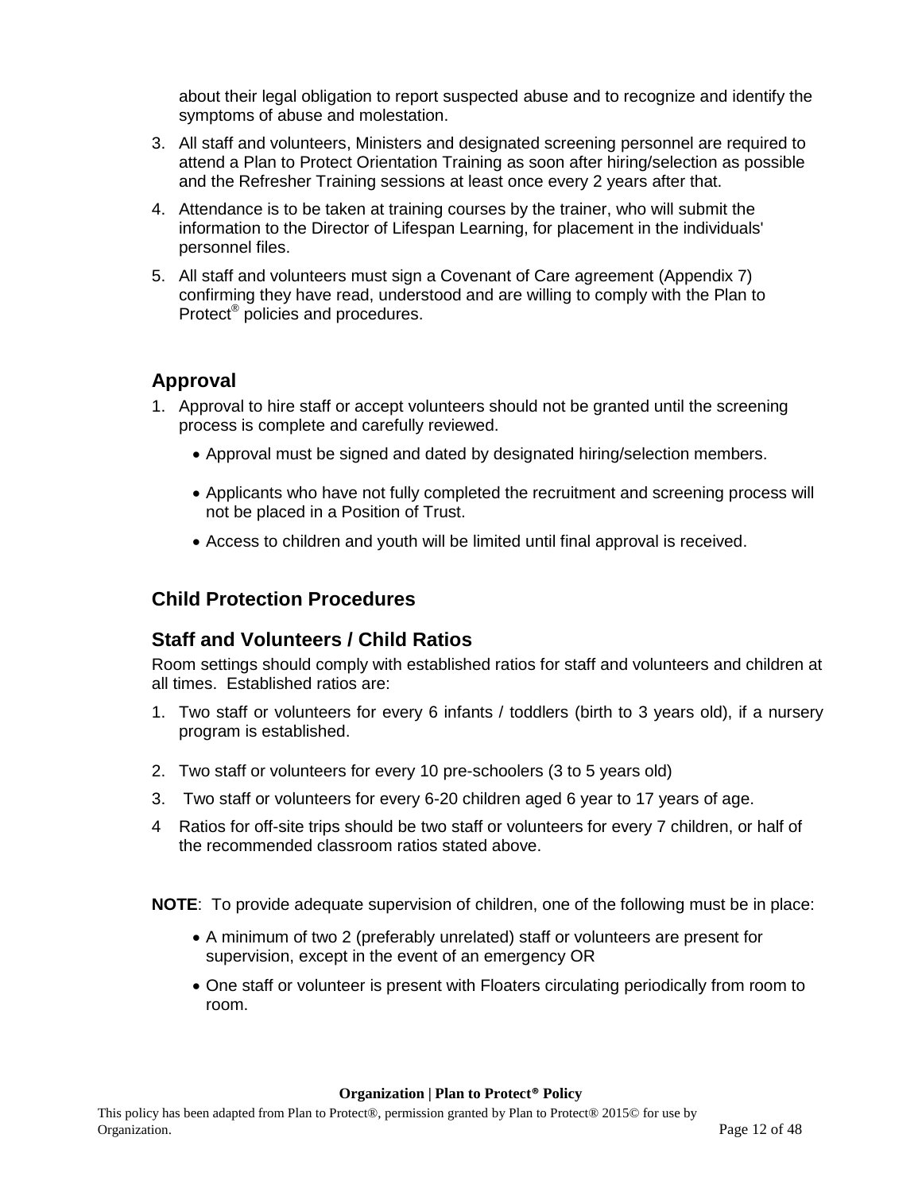about their legal obligation to report suspected abuse and to recognize and identify the symptoms of abuse and molestation.

3. All staff and volunteers, Ministers and designated screening personnel are required to attend a Plan to Protect Orientation Training as soon after hiring/selection as possible and the Refresher Training sessions at least once every 2 years after that.
4. Attendance is to be taken at training courses by the trainer, who will submit the information to the Director of Lifespan Learning, for placement in the individuals' personnel files.
5. All staff and volunteers must sign a Covenant of Care agreement (Appendix 7) confirming they have read, understood and are willing to comply with the Plan to Protect® policies and procedures.

## Approval

1. Approval to hire staff or accept volunteers should not be granted until the screening process is complete and carefully reviewed.
   - Approval must be signed and dated by designated hiring/selection members.
   - Applicants who have not fully completed the recruitment and screening process will not be placed in a Position of Trust.
   - Access to children and youth will be limited until final approval is received.

## Child Protection Procedures

### Staff and Volunteers / Child Ratios

Room settings should comply with established ratios for staff and volunteers and children at all times. Established ratios are:

1. Two staff or volunteers for every 6 infants / toddlers (birth to 3 years old), if a nursery program is established.
2. Two staff or volunteers for every 10 pre-schoolers (3 to 5 years old)
3. Two staff or volunteers for every 6-20 children aged 6 year to 17 years of age.
4. Ratios for off-site trips should be two staff or volunteers for every 7 children, or half of the recommended classroom ratios stated above.

**NOTE**: To provide adequate supervision of children, one of the following must be in place:

- A minimum of two 2 (preferably unrelated) staff or volunteers are present for supervision, except in the event of an emergency OR
- One staff or volunteer is present with Floaters circulating periodically from room to room.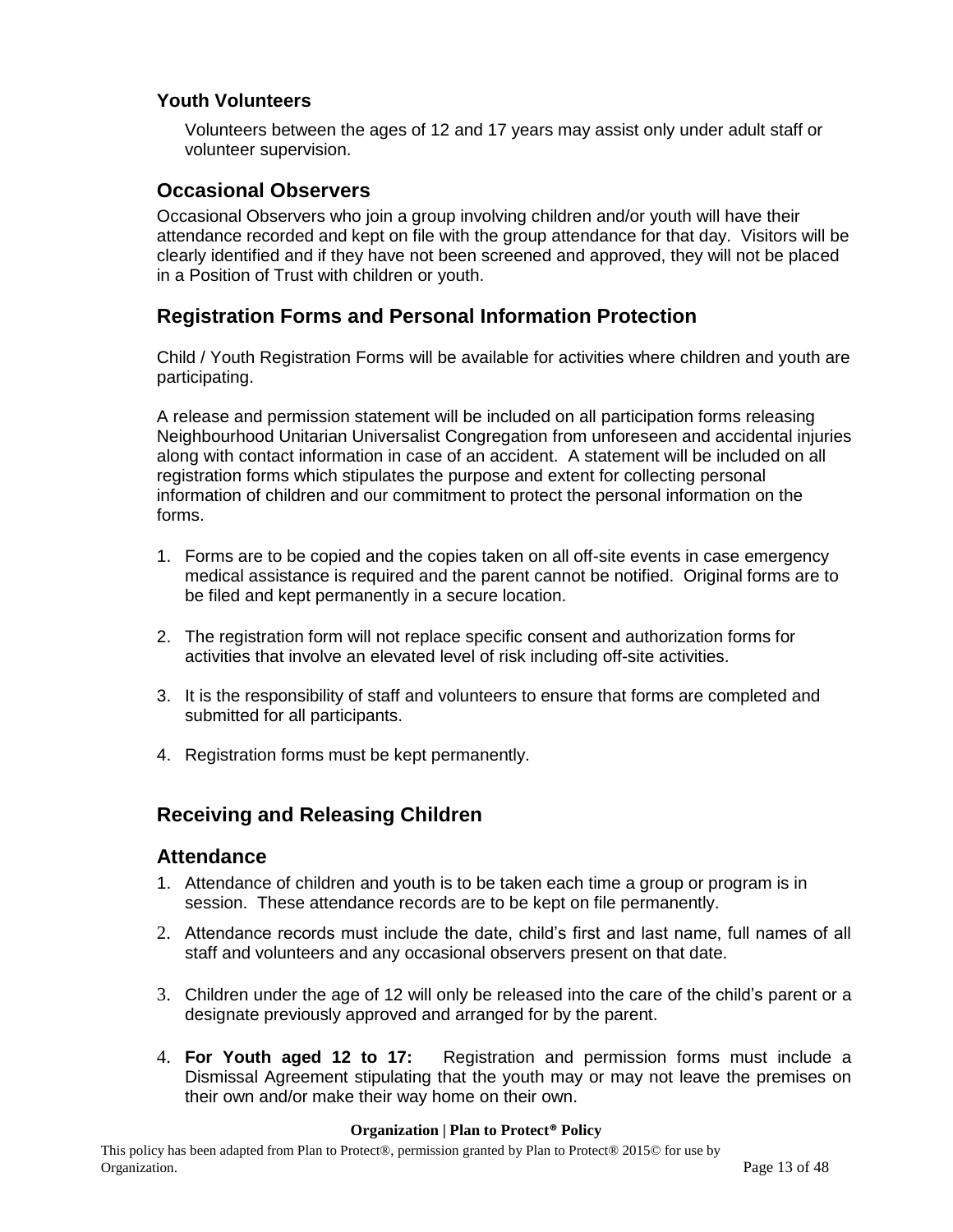### Youth Volunteers

Volunteers between the ages of 12 and 17 years may assist only under adult staff or volunteer supervision.

## Occasional Observers

Occasional Observers who join a group involving children and/or youth will have their attendance recorded and kept on file with the group attendance for that day. Visitors will be clearly identified and if they have not been screened and approved, they will not be placed in a Position of Trust with children or youth.

## Registration Forms and Personal Information Protection

Child / Youth Registration Forms will be available for activities where children and youth are participating.

A release and permission statement will be included on all participation forms releasing Neighbourhood Unitarian Universalist Congregation from unforeseen and accidental injuries along with contact information in case of an accident. A statement will be included on all registration forms which stipulates the purpose and extent for collecting personal information of children and our commitment to protect the personal information on the forms.

1. Forms are to be copied and the copies taken on all off-site events in case emergency medical assistance is required and the parent cannot be notified. Original forms are to be filed and kept permanently in a secure location.
2. The registration form will not replace specific consent and authorization forms for activities that involve an elevated level of risk including off-site activities.
3. It is the responsibility of staff and volunteers to ensure that forms are completed and submitted for all participants.
4. Registration forms must be kept permanently.

## Receiving and Releasing Children

## Attendance

1. Attendance of children and youth is to be taken each time a group or program is in session. These attendance records are to be kept on file permanently.
2. Attendance records must include the date, child's first and last name, full names of all staff and volunteers and any occasional observers present on that date.
3. Children under the age of 12 will only be released into the care of the child's parent or a designate previously approved and arranged for by the parent.
4. **For Youth aged 12 to 17:** Registration and permission forms must include a Dismissal Agreement stipulating that the youth may or may not leave the premises on their own and/or make their way home on their own.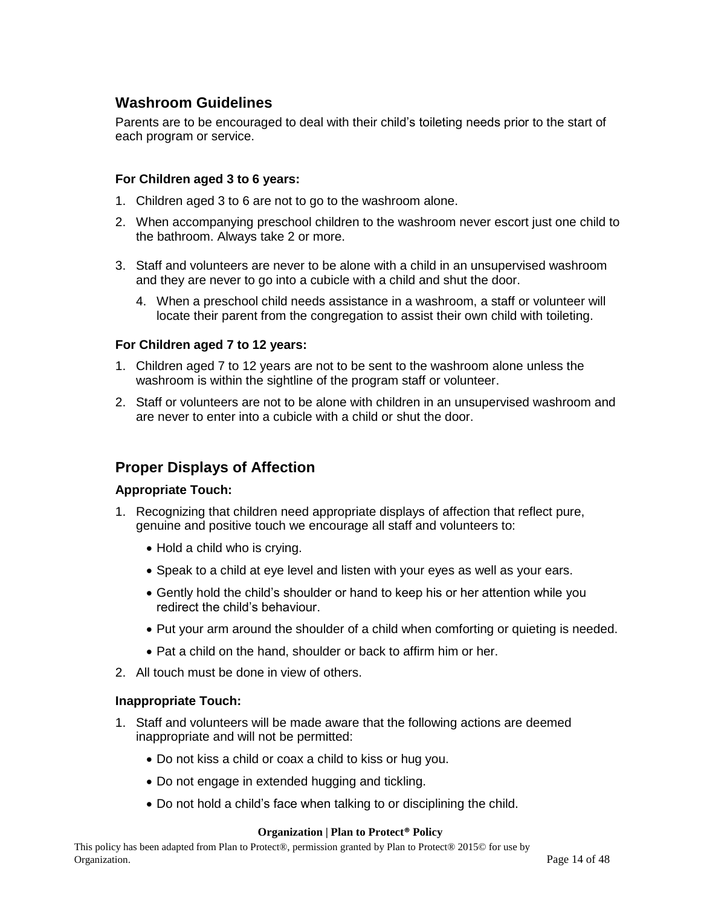## Washroom Guidelines

Parents are to be encouraged to deal with their child's toileting needs prior to the start of each program or service.

**For Children aged 3 to 6 years:**

1. Children aged 3 to 6 are not to go to the washroom alone.
2. When accompanying preschool children to the washroom never escort just one child to the bathroom. Always take 2 or more.
3. Staff and volunteers are never to be alone with a child in an unsupervised washroom and they are never to go into a cubicle with a child and shut the door.
4. When a preschool child needs assistance in a washroom, a staff or volunteer will locate their parent from the congregation to assist their own child with toileting.

**For Children aged 7 to 12 years:**

1. Children aged 7 to 12 years are not to be sent to the washroom alone unless the washroom is within the sightline of the program staff or volunteer.
2. Staff or volunteers are not to be alone with children in an unsupervised washroom and are never to enter into a cubicle with a child or shut the door.

## Proper Displays of Affection

**Appropriate Touch:**

1. Recognizing that children need appropriate displays of affection that reflect pure, genuine and positive touch we encourage all staff and volunteers to:
   - Hold a child who is crying.
   - Speak to a child at eye level and listen with your eyes as well as your ears.
   - Gently hold the child's shoulder or hand to keep his or her attention while you redirect the child's behaviour.
   - Put your arm around the shoulder of a child when comforting or quieting is needed.
   - Pat a child on the hand, shoulder or back to affirm him or her.
2. All touch must be done in view of others.

**Inappropriate Touch:**

1. Staff and volunteers will be made aware that the following actions are deemed inappropriate and will not be permitted:
   - Do not kiss a child or coax a child to kiss or hug you.
   - Do not engage in extended hugging and tickling.
   - Do not hold a child's face when talking to or disciplining the child.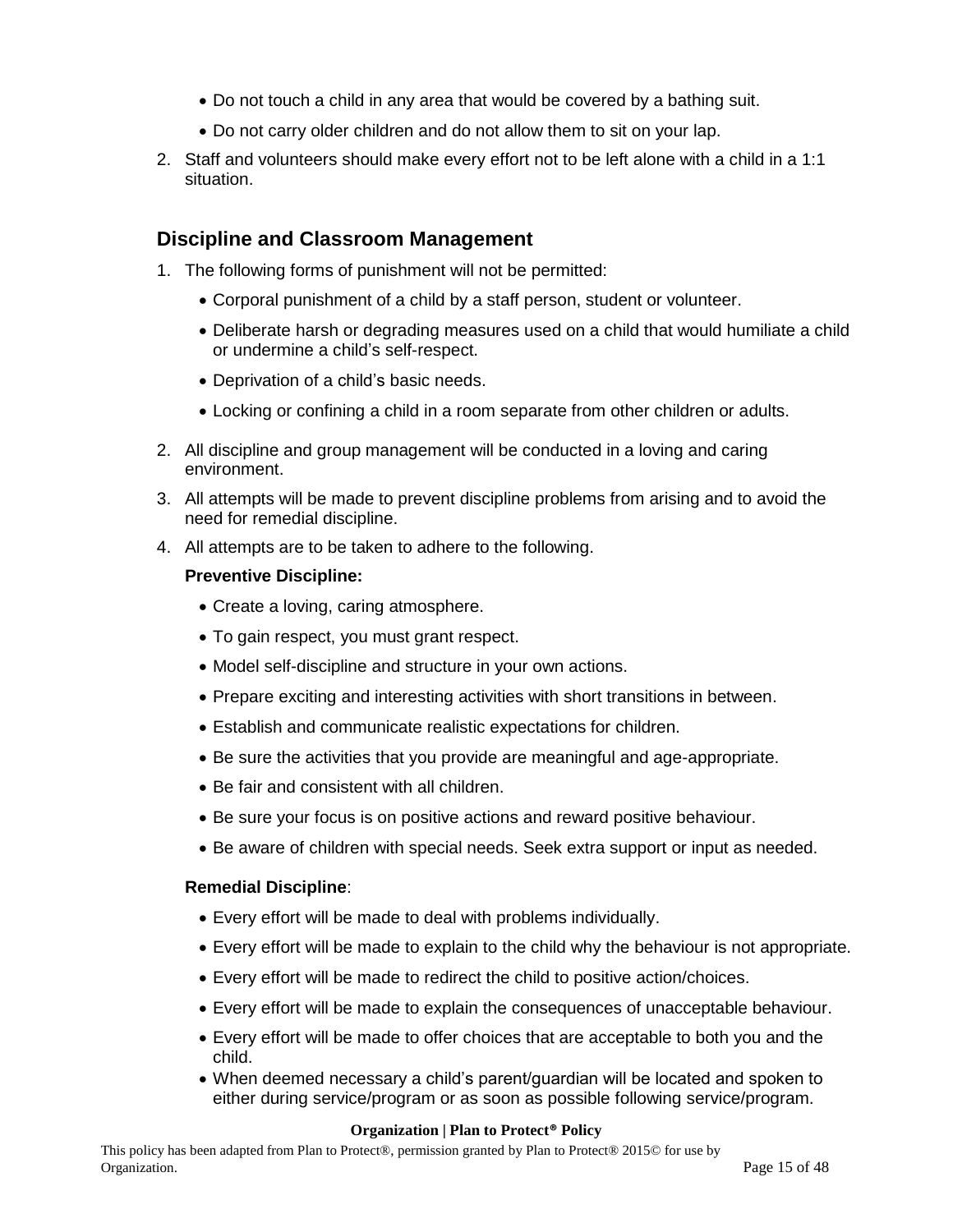- Do not touch a child in any area that would be covered by a bathing suit.
- Do not carry older children and do not allow them to sit on your lap.

2. Staff and volunteers should make every effort not to be left alone with a child in a 1:1 situation.

## Discipline and Classroom Management

1. The following forms of punishment will not be permitted:
   - Corporal punishment of a child by a staff person, student or volunteer.
   - Deliberate harsh or degrading measures used on a child that would humiliate a child or undermine a child's self-respect.
   - Deprivation of a child's basic needs.
   - Locking or confining a child in a room separate from other children or adults.
2. All discipline and group management will be conducted in a loving and caring environment.
3. All attempts will be made to prevent discipline problems from arising and to avoid the need for remedial discipline.
4. All attempts are to be taken to adhere to the following.

   **Preventive Discipline:**
   - Create a loving, caring atmosphere.
   - To gain respect, you must grant respect.
   - Model self-discipline and structure in your own actions.
   - Prepare exciting and interesting activities with short transitions in between.
   - Establish and communicate realistic expectations for children.
   - Be sure the activities that you provide are meaningful and age-appropriate.
   - Be fair and consistent with all children.
   - Be sure your focus is on positive actions and reward positive behaviour.
   - Be aware of children with special needs. Seek extra support or input as needed.

   **Remedial Discipline**:
   - Every effort will be made to deal with problems individually.
   - Every effort will be made to explain to the child why the behaviour is not appropriate.
   - Every effort will be made to redirect the child to positive action/choices.
   - Every effort will be made to explain the consequences of unacceptable behaviour.
   - Every effort will be made to offer choices that are acceptable to both you and the child.
   - When deemed necessary a child's parent/guardian will be located and spoken to either during service/program or as soon as possible following service/program.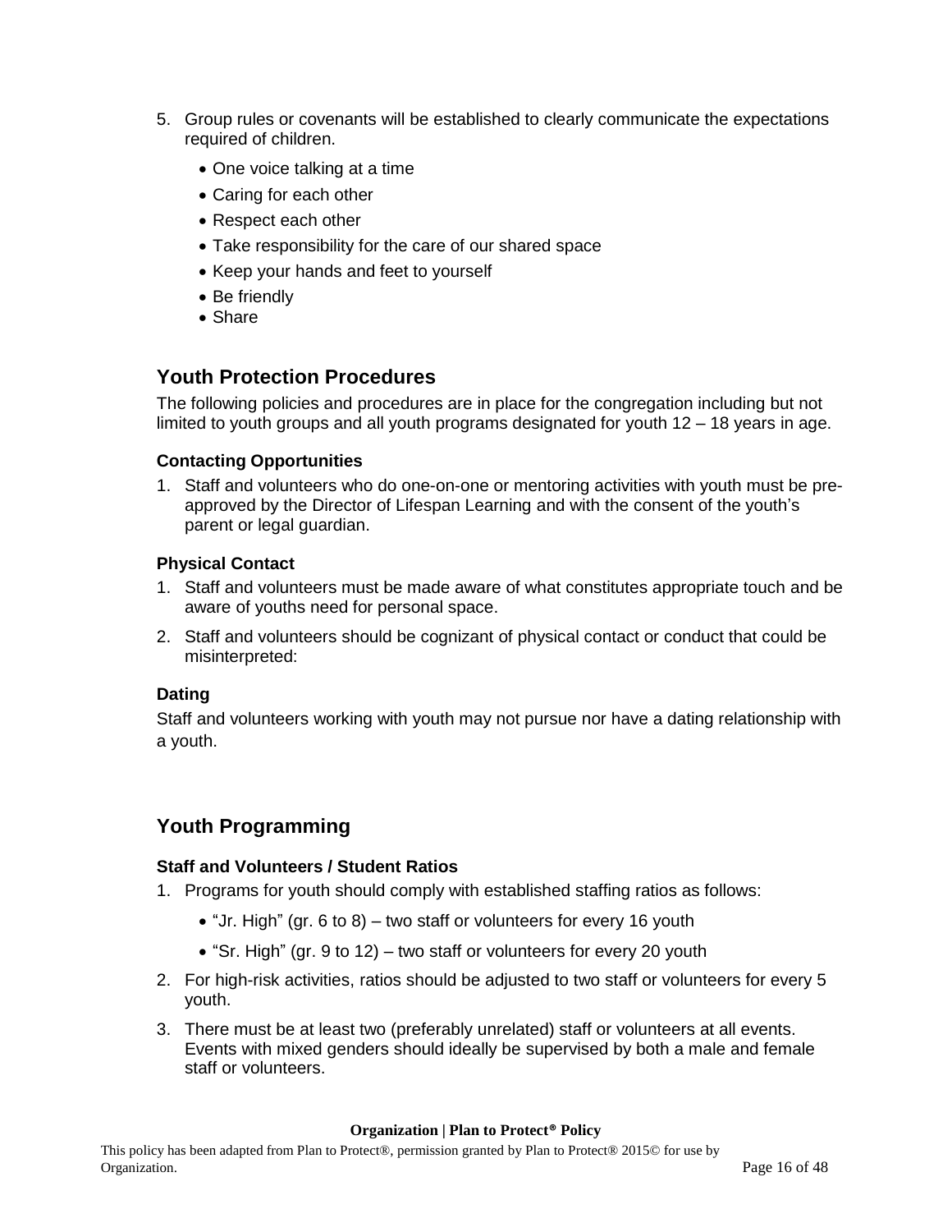5. Group rules or covenants will be established to clearly communicate the expectations required of children.
   - One voice talking at a time
   - Caring for each other
   - Respect each other
   - Take responsibility for the care of our shared space
   - Keep your hands and feet to yourself
   - Be friendly
   - Share

## Youth Protection Procedures

The following policies and procedures are in place for the congregation including but not limited to youth groups and all youth programs designated for youth 12 – 18 years in age.

### Contacting Opportunities

1. Staff and volunteers who do one-on-one or mentoring activities with youth must be pre-approved by the Director of Lifespan Learning and with the consent of the youth's parent or legal guardian.

### Physical Contact

1. Staff and volunteers must be made aware of what constitutes appropriate touch and be aware of youths need for personal space.
2. Staff and volunteers should be cognizant of physical contact or conduct that could be misinterpreted:

### Dating

Staff and volunteers working with youth may not pursue nor have a dating relationship with a youth.

## Youth Programming

### Staff and Volunteers / Student Ratios

1. Programs for youth should comply with established staffing ratios as follows:
   - "Jr. High" (gr. 6 to 8) – two staff or volunteers for every 16 youth
   - "Sr. High" (gr. 9 to 12) – two staff or volunteers for every 20 youth
2. For high-risk activities, ratios should be adjusted to two staff or volunteers for every 5 youth.
3. There must be at least two (preferably unrelated) staff or volunteers at all events. Events with mixed genders should ideally be supervised by both a male and female staff or volunteers.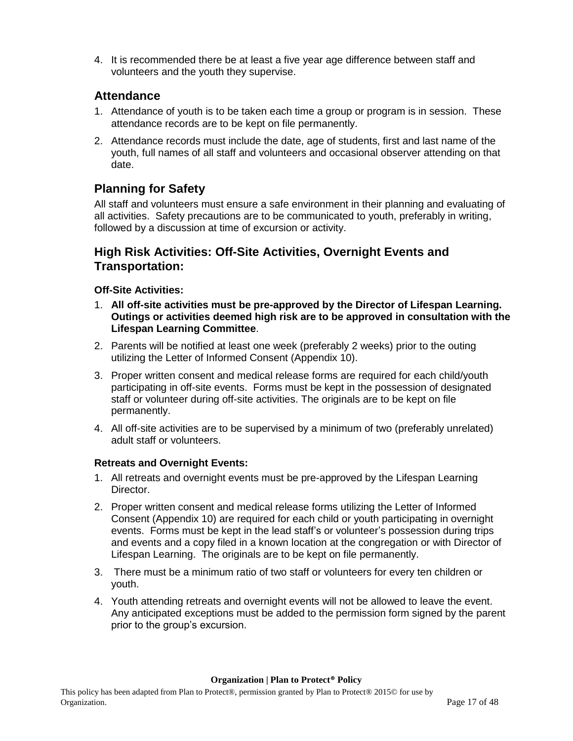4. It is recommended there be at least a five year age difference between staff and volunteers and the youth they supervise.

## Attendance

1. Attendance of youth is to be taken each time a group or program is in session. These attendance records are to be kept on file permanently.
2. Attendance records must include the date, age of students, first and last name of the youth, full names of all staff and volunteers and occasional observer attending on that date.

## Planning for Safety

All staff and volunteers must ensure a safe environment in their planning and evaluating of all activities. Safety precautions are to be communicated to youth, preferably in writing, followed by a discussion at time of excursion or activity.

## High Risk Activities: Off-Site Activities, Overnight Events and Transportation:

### Off-Site Activities:

1. **All off-site activities must be pre-approved by the Director of Lifespan Learning. Outings or activities deemed high risk are to be approved in consultation with the Lifespan Learning Committee**.
2. Parents will be notified at least one week (preferably 2 weeks) prior to the outing utilizing the Letter of Informed Consent (Appendix 10).
3. Proper written consent and medical release forms are required for each child/youth participating in off-site events. Forms must be kept in the possession of designated staff or volunteer during off-site activities. The originals are to be kept on file permanently.
4. All off-site activities are to be supervised by a minimum of two (preferably unrelated) adult staff or volunteers.

### Retreats and Overnight Events:

1. All retreats and overnight events must be pre-approved by the Lifespan Learning Director.
2. Proper written consent and medical release forms utilizing the Letter of Informed Consent (Appendix 10) are required for each child or youth participating in overnight events. Forms must be kept in the lead staff's or volunteer's possession during trips and events and a copy filed in a known location at the congregation or with Director of Lifespan Learning. The originals are to be kept on file permanently.
3. There must be a minimum ratio of two staff or volunteers for every ten children or youth.
4. Youth attending retreats and overnight events will not be allowed to leave the event. Any anticipated exceptions must be added to the permission form signed by the parent prior to the group's excursion.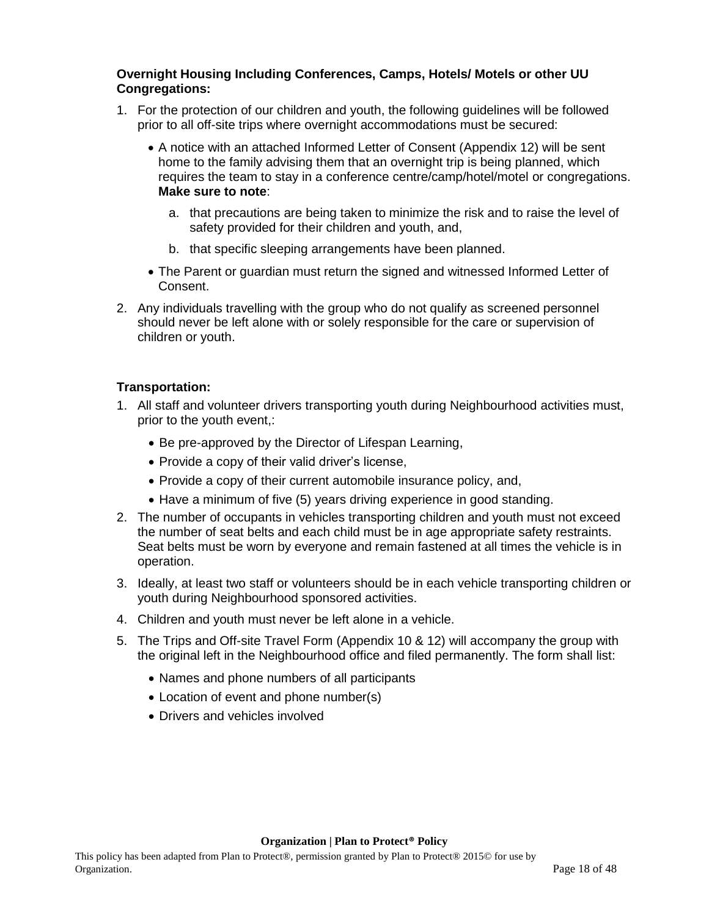**Overnight Housing Including Conferences, Camps, Hotels/ Motels or other UU Congregations:**

1. For the protection of our children and youth, the following guidelines will be followed prior to all off-site trips where overnight accommodations must be secured:
   - A notice with an attached Informed Letter of Consent (Appendix 12) will be sent home to the family advising them that an overnight trip is being planned, which requires the team to stay in a conference centre/camp/hotel/motel or congregations. **Make sure to note**:
     a. that precautions are being taken to minimize the risk and to raise the level of safety provided for their children and youth, and,
     b. that specific sleeping arrangements have been planned.
   - The Parent or guardian must return the signed and witnessed Informed Letter of Consent.
2. Any individuals travelling with the group who do not qualify as screened personnel should never be left alone with or solely responsible for the care or supervision of children or youth.

**Transportation:**

1. All staff and volunteer drivers transporting youth during Neighbourhood activities must, prior to the youth event,:
   - Be pre-approved by the Director of Lifespan Learning,
   - Provide a copy of their valid driver's license,
   - Provide a copy of their current automobile insurance policy, and,
   - Have a minimum of five (5) years driving experience in good standing.
2. The number of occupants in vehicles transporting children and youth must not exceed the number of seat belts and each child must be in age appropriate safety restraints. Seat belts must be worn by everyone and remain fastened at all times the vehicle is in operation.
3. Ideally, at least two staff or volunteers should be in each vehicle transporting children or youth during Neighbourhood sponsored activities.
4. Children and youth must never be left alone in a vehicle.
5. The Trips and Off-site Travel Form (Appendix 10 & 12) will accompany the group with the original left in the Neighbourhood office and filed permanently. The form shall list:
   - Names and phone numbers of all participants
   - Location of event and phone number(s)
   - Drivers and vehicles involved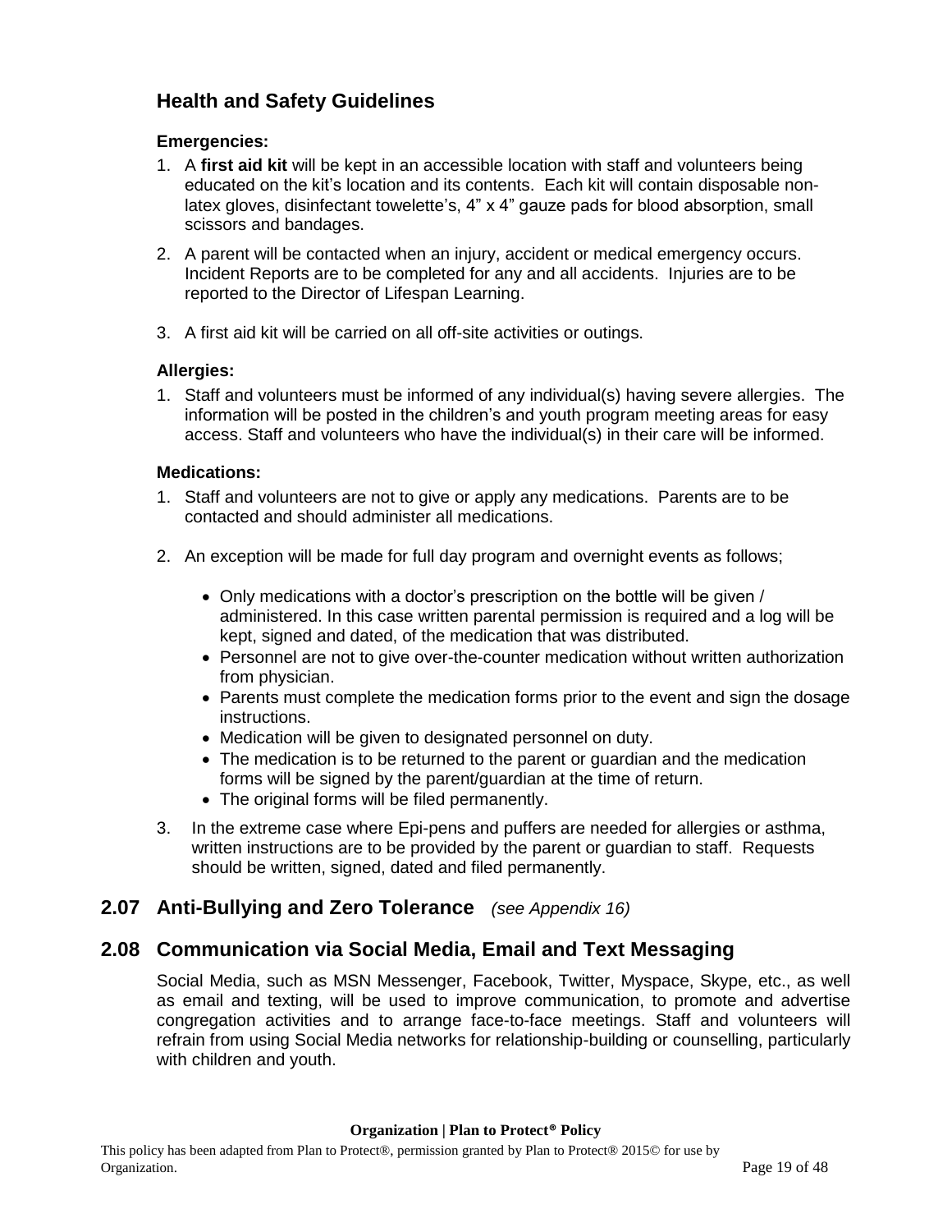## Health and Safety Guidelines

**Emergencies:**

1. A **first aid kit** will be kept in an accessible location with staff and volunteers being educated on the kit's location and its contents. Each kit will contain disposable non-latex gloves, disinfectant towelette's, 4" x 4" gauze pads for blood absorption, small scissors and bandages.
2. A parent will be contacted when an injury, accident or medical emergency occurs. Incident Reports are to be completed for any and all accidents. Injuries are to be reported to the Director of Lifespan Learning.
3. A first aid kit will be carried on all off-site activities or outings.

**Allergies:**

1. Staff and volunteers must be informed of any individual(s) having severe allergies. The information will be posted in the children's and youth program meeting areas for easy access. Staff and volunteers who have the individual(s) in their care will be informed.

**Medications:**

1. Staff and volunteers are not to give or apply any medications. Parents are to be contacted and should administer all medications.
2. An exception will be made for full day program and overnight events as follows;
   - Only medications with a doctor's prescription on the bottle will be given / administered. In this case written parental permission is required and a log will be kept, signed and dated, of the medication that was distributed.
   - Personnel are not to give over-the-counter medication without written authorization from physician.
   - Parents must complete the medication forms prior to the event and sign the dosage instructions.
   - Medication will be given to designated personnel on duty.
   - The medication is to be returned to the parent or guardian and the medication forms will be signed by the parent/guardian at the time of return.
   - The original forms will be filed permanently.
3. In the extreme case where Epi-pens and puffers are needed for allergies or asthma, written instructions are to be provided by the parent or guardian to staff. Requests should be written, signed, dated and filed permanently.

## 2.07 Anti-Bullying and Zero Tolerance *(see Appendix 16)*

## 2.08 Communication via Social Media, Email and Text Messaging

Social Media, such as MSN Messenger, Facebook, Twitter, Myspace, Skype, etc., as well as email and texting, will be used to improve communication, to promote and advertise congregation activities and to arrange face-to-face meetings. Staff and volunteers will refrain from using Social Media networks for relationship-building or counselling, particularly with children and youth.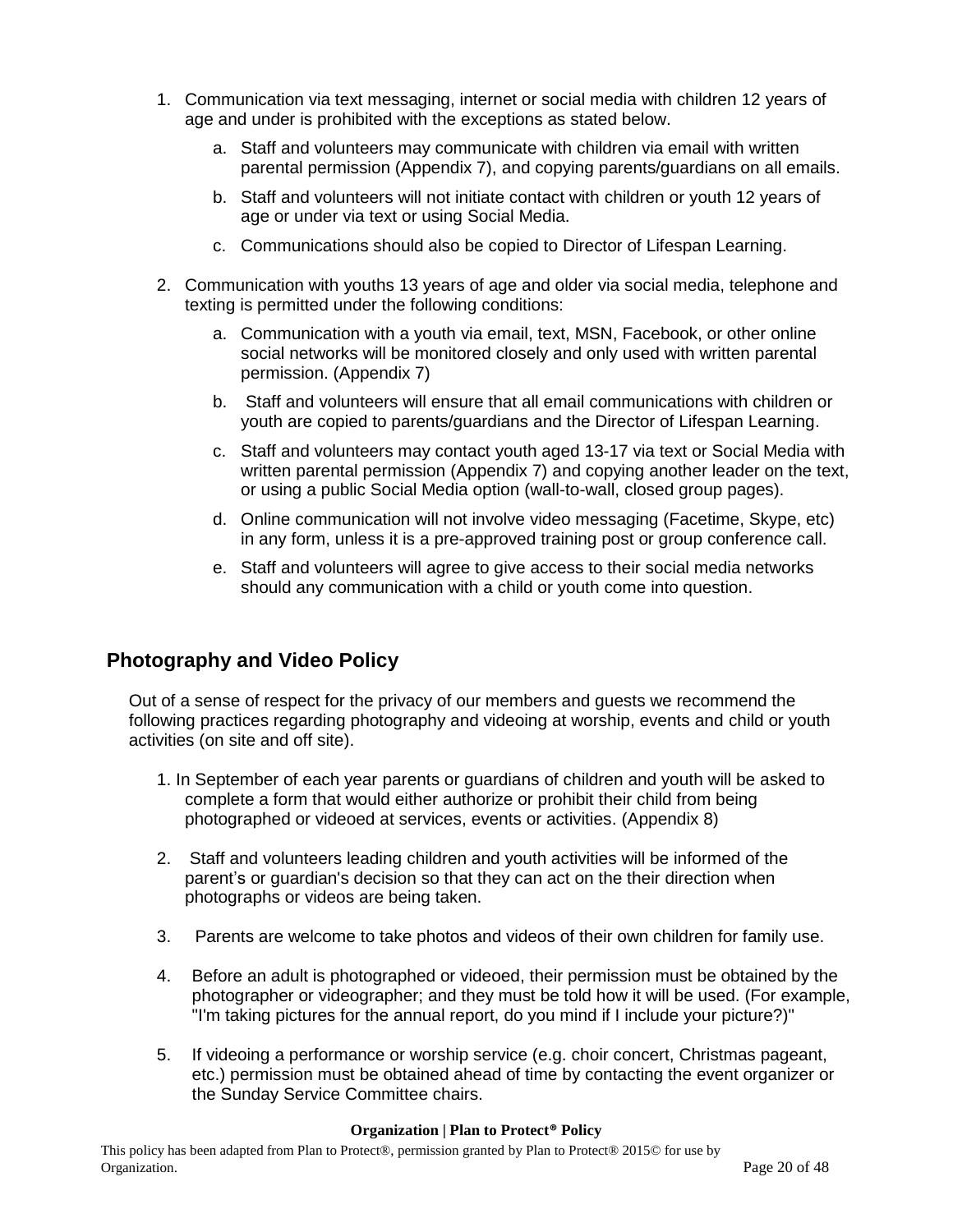1. Communication via text messaging, internet or social media with children 12 years of age and under is prohibited with the exceptions as stated below.
    a. Staff and volunteers may communicate with children via email with written parental permission (Appendix 7), and copying parents/guardians on all emails.
    b. Staff and volunteers will not initiate contact with children or youth 12 years of age or under via text or using Social Media.
    c. Communications should also be copied to Director of Lifespan Learning.

2. Communication with youths 13 years of age and older via social media, telephone and texting is permitted under the following conditions:
    a. Communication with a youth via email, text, MSN, Facebook, or other online social networks will be monitored closely and only used with written parental permission. (Appendix 7)
    b. Staff and volunteers will ensure that all email communications with children or youth are copied to parents/guardians and the Director of Lifespan Learning.
    c. Staff and volunteers may contact youth aged 13-17 via text or Social Media with written parental permission (Appendix 7) and copying another leader on the text, or using a public Social Media option (wall-to-wall, closed group pages).
    d. Online communication will not involve video messaging (Facetime, Skype, etc) in any form, unless it is a pre-approved training post or group conference call.
    e. Staff and volunteers will agree to give access to their social media networks should any communication with a child or youth come into question.

## Photography and Video Policy

Out of a sense of respect for the privacy of our members and guests we recommend the following practices regarding photography and videoing at worship, events and child or youth activities (on site and off site).

1. In September of each year parents or guardians of children and youth will be asked to complete a form that would either authorize or prohibit their child from being photographed or videoed at services, events or activities. (Appendix 8)

2. Staff and volunteers leading children and youth activities will be informed of the parent's or guardian's decision so that they can act on the their direction when photographs or videos are being taken.

3. Parents are welcome to take photos and videos of their own children for family use.

4. Before an adult is photographed or videoed, their permission must be obtained by the photographer or videographer; and they must be told how it will be used. (For example, "I'm taking pictures for the annual report, do you mind if I include your picture?)"

5. If videoing a performance or worship service (e.g. choir concert, Christmas pageant, etc.) permission must be obtained ahead of time by contacting the event organizer or the Sunday Service Committee chairs.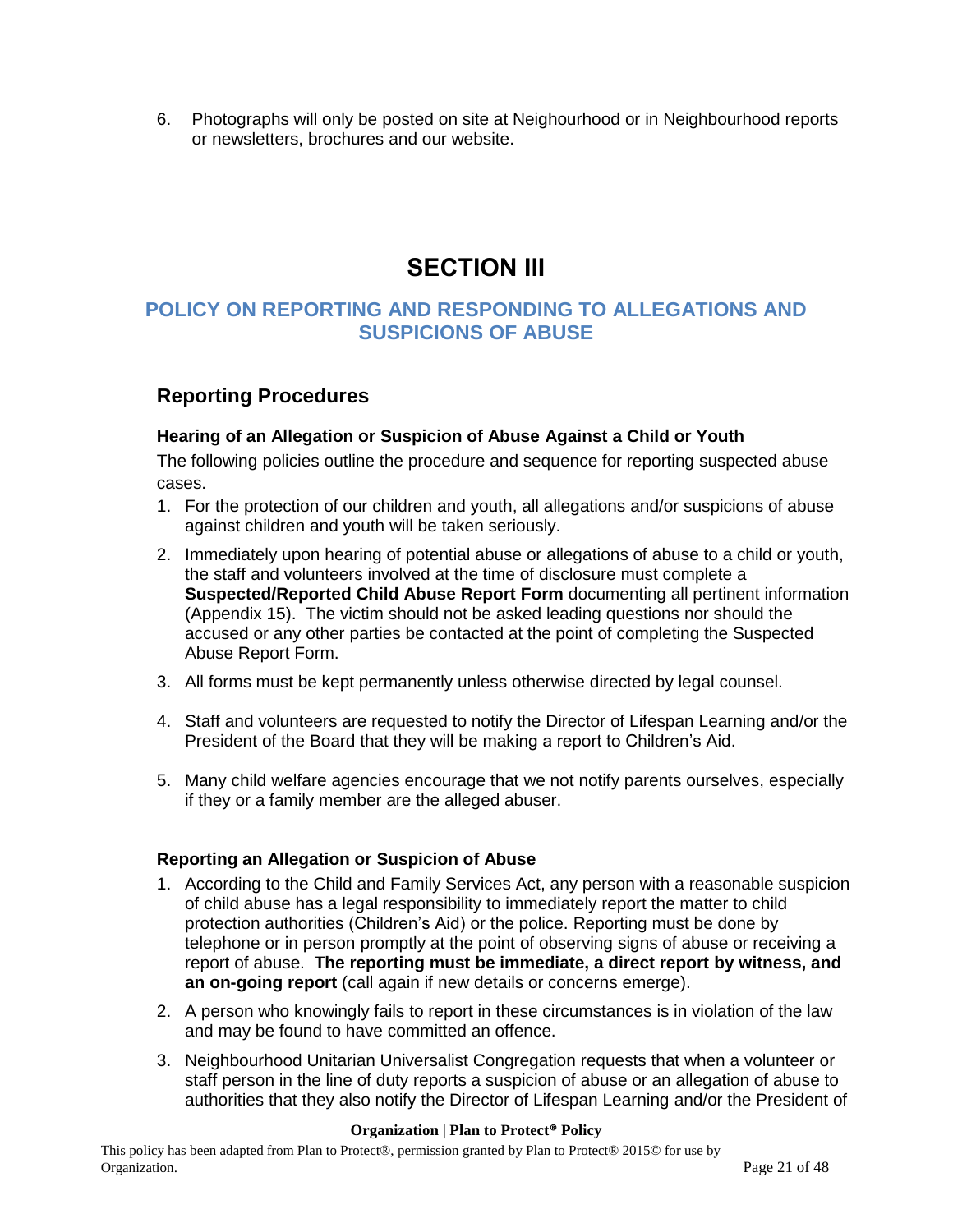6. Photographs will only be posted on site at Neighourhood or in Neighbourhood reports or newsletters, brochures and our website.

# SECTION III

## POLICY ON REPORTING AND RESPONDING TO ALLEGATIONS AND SUSPICIONS OF ABUSE

### Reporting Procedures

#### Hearing of an Allegation or Suspicion of Abuse Against a Child or Youth

The following policies outline the procedure and sequence for reporting suspected abuse cases.

1. For the protection of our children and youth, all allegations and/or suspicions of abuse against children and youth will be taken seriously.
2. Immediately upon hearing of potential abuse or allegations of abuse to a child or youth, the staff and volunteers involved at the time of disclosure must complete a **Suspected/Reported Child Abuse Report Form** documenting all pertinent information (Appendix 15). The victim should not be asked leading questions nor should the accused or any other parties be contacted at the point of completing the Suspected Abuse Report Form.
3. All forms must be kept permanently unless otherwise directed by legal counsel.
4. Staff and volunteers are requested to notify the Director of Lifespan Learning and/or the President of the Board that they will be making a report to Children's Aid.
5. Many child welfare agencies encourage that we not notify parents ourselves, especially if they or a family member are the alleged abuser.

#### Reporting an Allegation or Suspicion of Abuse

1. According to the Child and Family Services Act, any person with a reasonable suspicion of child abuse has a legal responsibility to immediately report the matter to child protection authorities (Children's Aid) or the police. Reporting must be done by telephone or in person promptly at the point of observing signs of abuse or receiving a report of abuse. **The reporting must be immediate, a direct report by witness, and an on-going report** (call again if new details or concerns emerge).
2. A person who knowingly fails to report in these circumstances is in violation of the law and may be found to have committed an offence.
3. Neighbourhood Unitarian Universalist Congregation requests that when a volunteer or staff person in the line of duty reports a suspicion of abuse or an allegation of abuse to authorities that they also notify the Director of Lifespan Learning and/or the President of

**Organization | Plan to Protect® Policy**

This policy has been adapted from Plan to Protect®, permission granted by Plan to Protect® 2015© for use by Organization.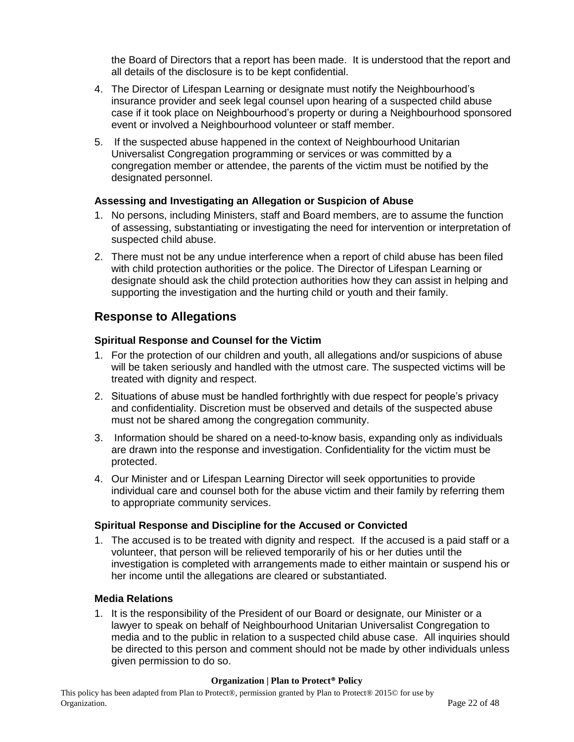the Board of Directors that a report has been made. It is understood that the report and all details of the disclosure is to be kept confidential.

4. The Director of Lifespan Learning or designate must notify the Neighbourhood's insurance provider and seek legal counsel upon hearing of a suspected child abuse case if it took place on Neighbourhood's property or during a Neighbourhood sponsored event or involved a Neighbourhood volunteer or staff member.
5. If the suspected abuse happened in the context of Neighbourhood Unitarian Universalist Congregation programming or services or was committed by a congregation member or attendee, the parents of the victim must be notified by the designated personnel.

### Assessing and Investigating an Allegation or Suspicion of Abuse

1. No persons, including Ministers, staff and Board members, are to assume the function of assessing, substantiating or investigating the need for intervention or interpretation of suspected child abuse.
2. There must not be any undue interference when a report of child abuse has been filed with child protection authorities or the police. The Director of Lifespan Learning or designate should ask the child protection authorities how they can assist in helping and supporting the investigation and the hurting child or youth and their family.

## Response to Allegations

### Spiritual Response and Counsel for the Victim

1. For the protection of our children and youth, all allegations and/or suspicions of abuse will be taken seriously and handled with the utmost care. The suspected victims will be treated with dignity and respect.
2. Situations of abuse must be handled forthrightly with due respect for people's privacy and confidentiality. Discretion must be observed and details of the suspected abuse must not be shared among the congregation community.
3. Information should be shared on a need-to-know basis, expanding only as individuals are drawn into the response and investigation. Confidentiality for the victim must be protected.
4. Our Minister and or Lifespan Learning Director will seek opportunities to provide individual care and counsel both for the abuse victim and their family by referring them to appropriate community services.

### Spiritual Response and Discipline for the Accused or Convicted

1. The accused is to be treated with dignity and respect. If the accused is a paid staff or a volunteer, that person will be relieved temporarily of his or her duties until the investigation is completed with arrangements made to either maintain or suspend his or her income until the allegations are cleared or substantiated.

### Media Relations

1. It is the responsibility of the President of our Board or designate, our Minister or a lawyer to speak on behalf of Neighbourhood Unitarian Universalist Congregation to media and to the public in relation to a suspected child abuse case. All inquiries should be directed to this person and comment should not be made by other individuals unless given permission to do so.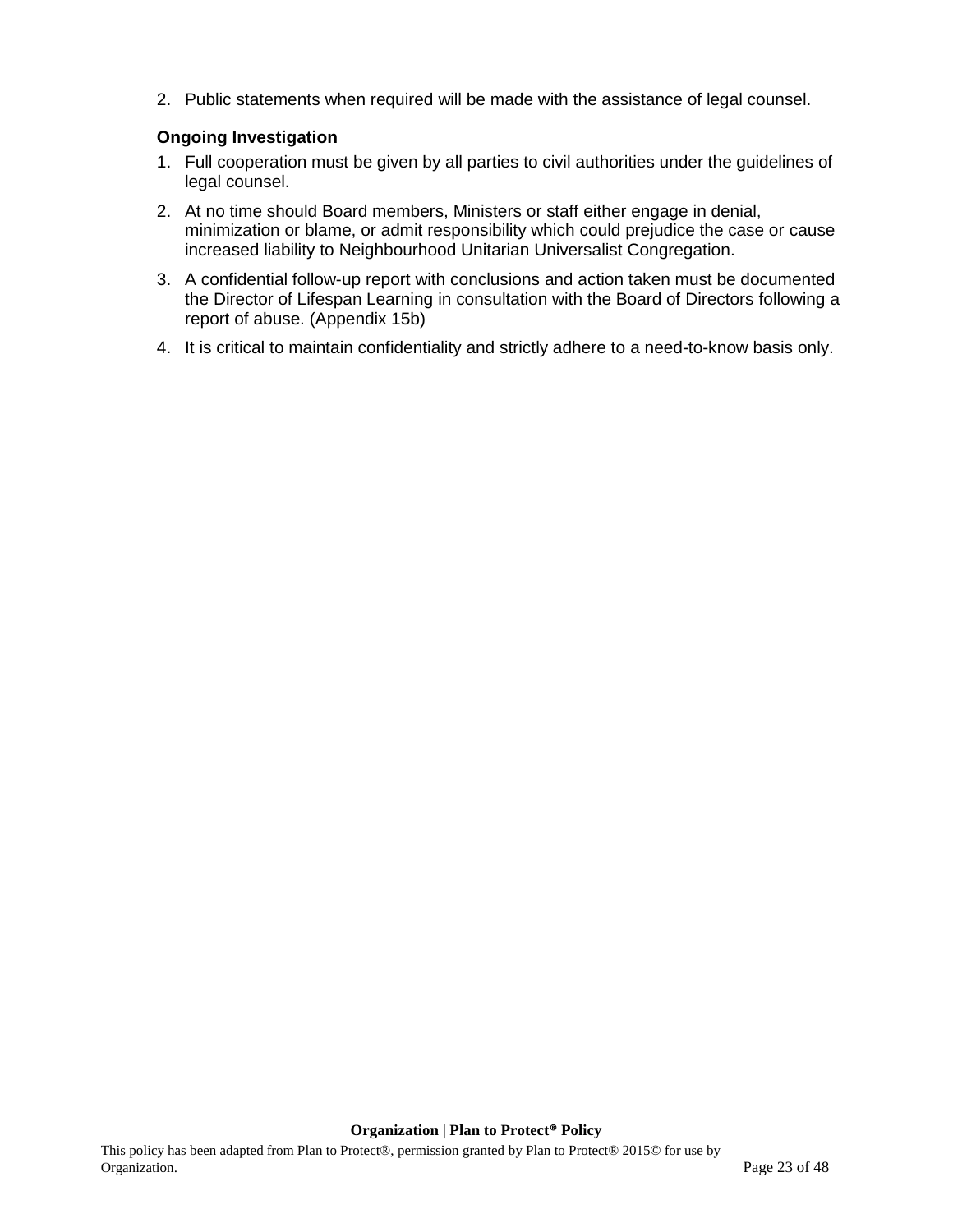2. Public statements when required will be made with the assistance of legal counsel.

**Ongoing Investigation**

1. Full cooperation must be given by all parties to civil authorities under the guidelines of legal counsel.
2. At no time should Board members, Ministers or staff either engage in denial, minimization or blame, or admit responsibility which could prejudice the case or cause increased liability to Neighbourhood Unitarian Universalist Congregation.
3. A confidential follow-up report with conclusions and action taken must be documented the Director of Lifespan Learning in consultation with the Board of Directors following a report of abuse. (Appendix 15b)
4. It is critical to maintain confidentiality and strictly adhere to a need-to-know basis only.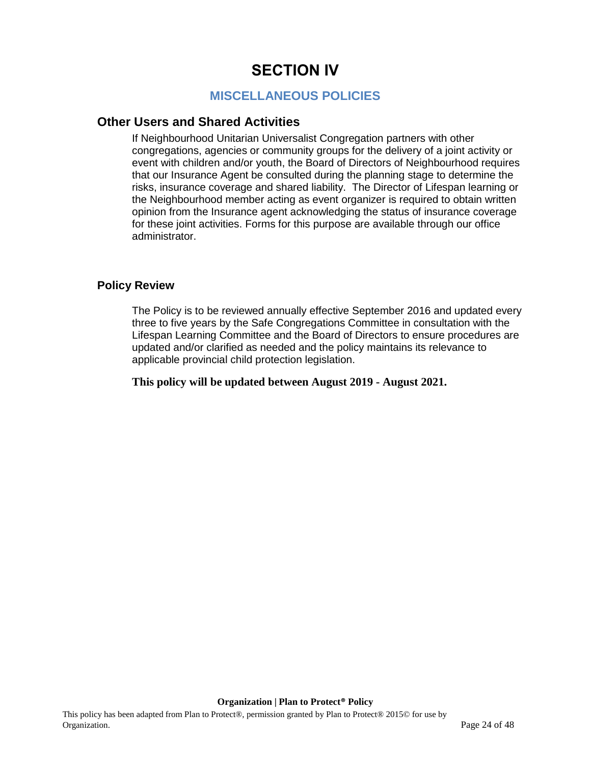# SECTION IV

## MISCELLANEOUS POLICIES

### Other Users and Shared Activities

If Neighbourhood Unitarian Universalist Congregation partners with other congregations, agencies or community groups for the delivery of a joint activity or event with children and/or youth, the Board of Directors of Neighbourhood requires that our Insurance Agent be consulted during the planning stage to determine the risks, insurance coverage and shared liability. The Director of Lifespan learning or the Neighbourhood member acting as event organizer is required to obtain written opinion from the Insurance agent acknowledging the status of insurance coverage for these joint activities. Forms for this purpose are available through our office administrator.

### Policy Review

The Policy is to be reviewed annually effective September 2016 and updated every three to five years by the Safe Congregations Committee in consultation with the Lifespan Learning Committee and the Board of Directors to ensure procedures are updated and/or clarified as needed and the policy maintains its relevance to applicable provincial child protection legislation.

**This policy will be updated between August 2019 - August 2021.**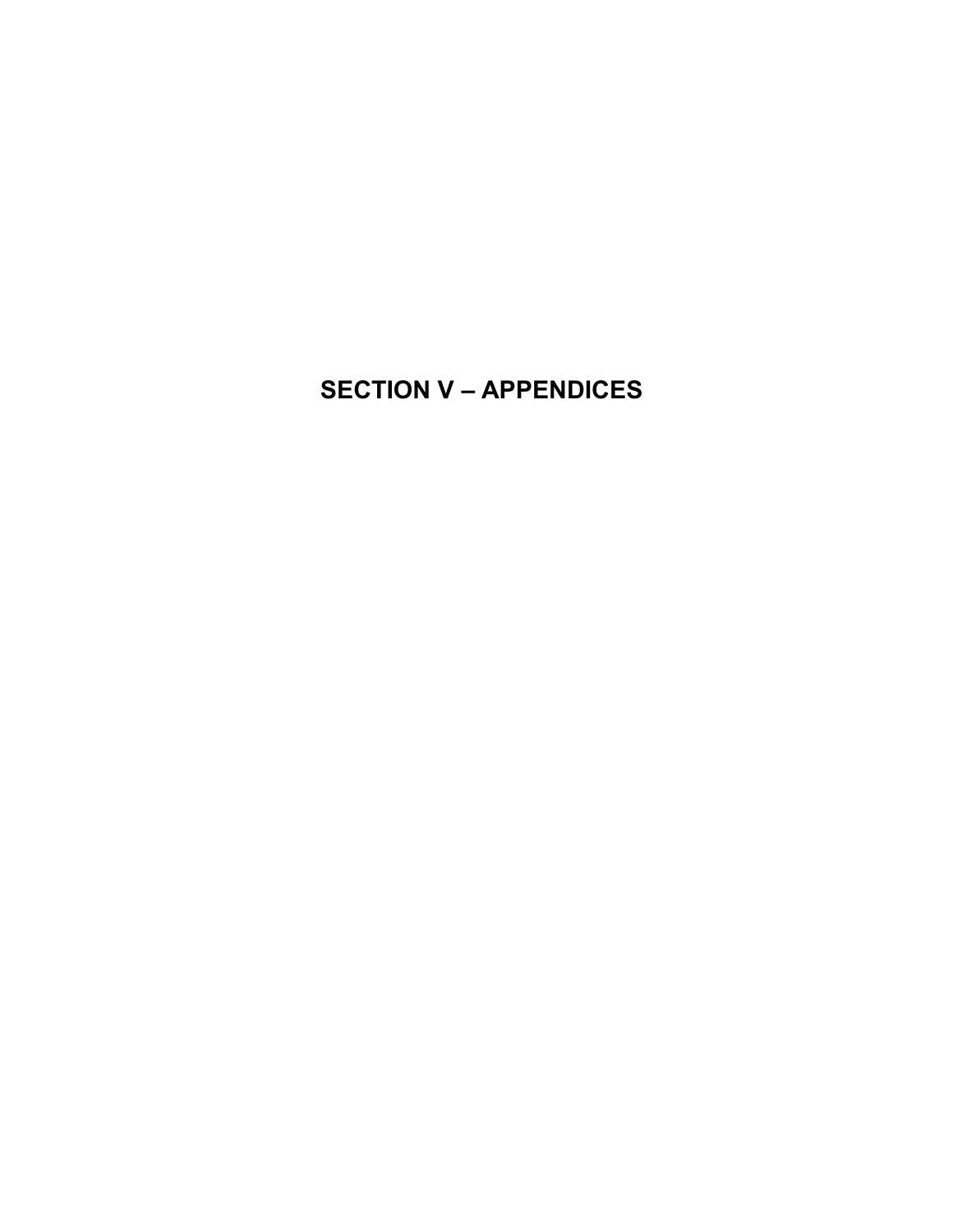# SECTION V – APPENDICES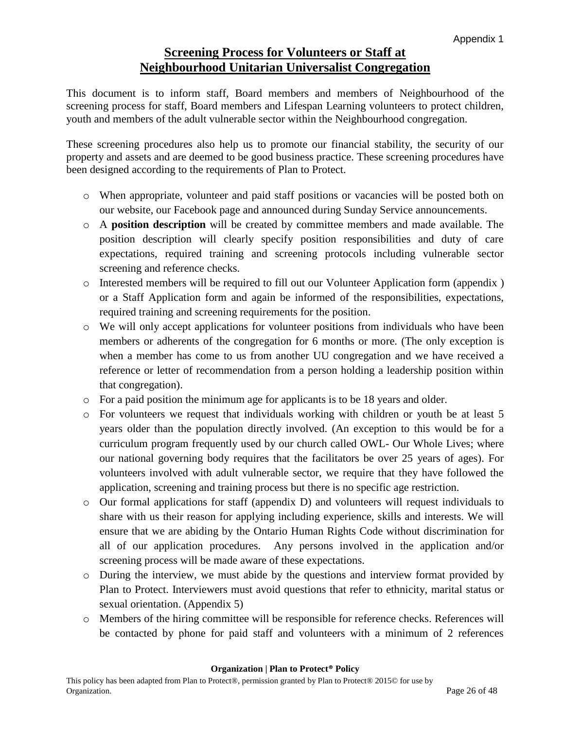Appendix 1

# Screening Process for Volunteers or Staff at Neighbourhood Unitarian Universalist Congregation

This document is to inform staff, Board members and members of Neighbourhood of the screening process for staff, Board members and Lifespan Learning volunteers to protect children, youth and members of the adult vulnerable sector within the Neighbourhood congregation.

These screening procedures also help us to promote our financial stability, the security of our property and assets and are deemed to be good business practice. These screening procedures have been designed according to the requirements of Plan to Protect.

- When appropriate, volunteer and paid staff positions or vacancies will be posted both on our website, our Facebook page and announced during Sunday Service announcements.
- A **position description** will be created by committee members and made available. The position description will clearly specify position responsibilities and duty of care expectations, required training and screening protocols including vulnerable sector screening and reference checks.
- Interested members will be required to fill out our Volunteer Application form (appendix ) or a Staff Application form and again be informed of the responsibilities, expectations, required training and screening requirements for the position.
- We will only accept applications for volunteer positions from individuals who have been members or adherents of the congregation for 6 months or more. (The only exception is when a member has come to us from another UU congregation and we have received a reference or letter of recommendation from a person holding a leadership position within that congregation).
- For a paid position the minimum age for applicants is to be 18 years and older.
- For volunteers we request that individuals working with children or youth be at least 5 years older than the population directly involved. (An exception to this would be for a curriculum program frequently used by our church called OWL- Our Whole Lives; where our national governing body requires that the facilitators be over 25 years of ages). For volunteers involved with adult vulnerable sector, we require that they have followed the application, screening and training process but there is no specific age restriction.
- Our formal applications for staff (appendix D) and volunteers will request individuals to share with us their reason for applying including experience, skills and interests. We will ensure that we are abiding by the Ontario Human Rights Code without discrimination for all of our application procedures. Any persons involved in the application and/or screening process will be made aware of these expectations.
- During the interview, we must abide by the questions and interview format provided by Plan to Protect. Interviewers must avoid questions that refer to ethnicity, marital status or sexual orientation. (Appendix 5)
- Members of the hiring committee will be responsible for reference checks. References will be contacted by phone for paid staff and volunteers with a minimum of 2 references

**Organization | Plan to Protect® Policy**

This policy has been adapted from Plan to Protect®, permission granted by Plan to Protect® 2015© for use by Organization.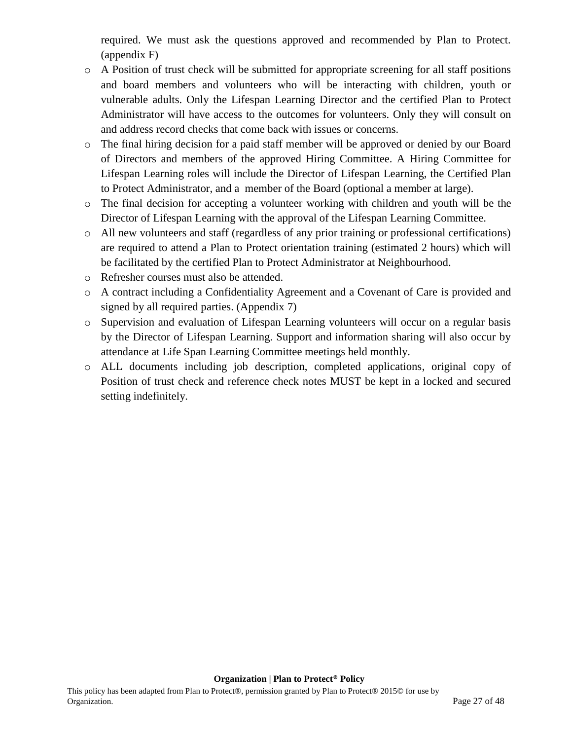required. We must ask the questions approved and recommended by Plan to Protect. (appendix F)

- A Position of trust check will be submitted for appropriate screening for all staff positions and board members and volunteers who will be interacting with children, youth or vulnerable adults. Only the Lifespan Learning Director and the certified Plan to Protect Administrator will have access to the outcomes for volunteers. Only they will consult on and address record checks that come back with issues or concerns.
- The final hiring decision for a paid staff member will be approved or denied by our Board of Directors and members of the approved Hiring Committee. A Hiring Committee for Lifespan Learning roles will include the Director of Lifespan Learning, the Certified Plan to Protect Administrator, and a member of the Board (optional a member at large).
- The final decision for accepting a volunteer working with children and youth will be the Director of Lifespan Learning with the approval of the Lifespan Learning Committee.
- All new volunteers and staff (regardless of any prior training or professional certifications) are required to attend a Plan to Protect orientation training (estimated 2 hours) which will be facilitated by the certified Plan to Protect Administrator at Neighbourhood.
- Refresher courses must also be attended.
- A contract including a Confidentiality Agreement and a Covenant of Care is provided and signed by all required parties. (Appendix 7)
- Supervision and evaluation of Lifespan Learning volunteers will occur on a regular basis by the Director of Lifespan Learning. Support and information sharing will also occur by attendance at Life Span Learning Committee meetings held monthly.
- ALL documents including job description, completed applications, original copy of Position of trust check and reference check notes MUST be kept in a locked and secured setting indefinitely.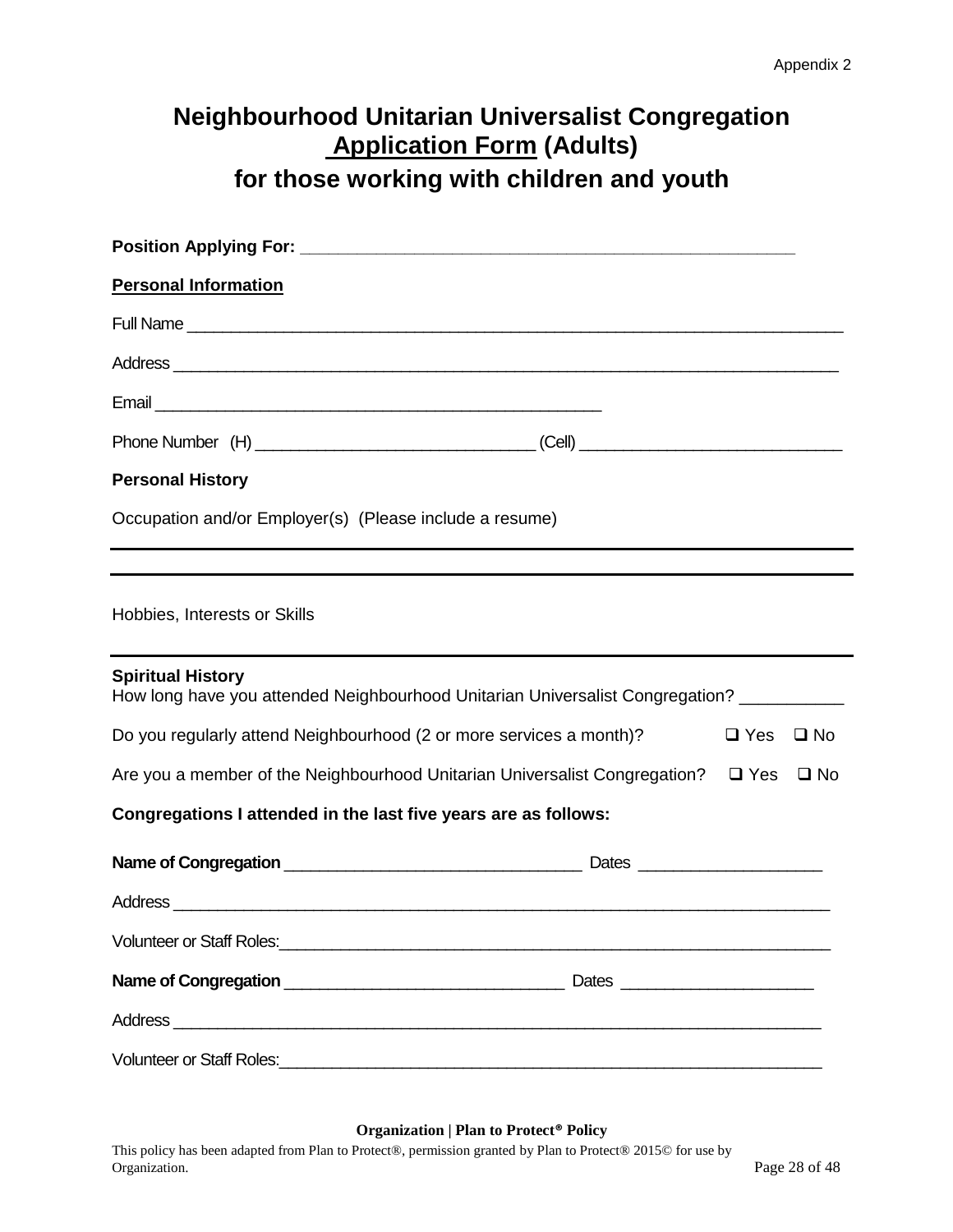Appendix 2

# Neighbourhood Unitarian Universalist Congregation Application Form (Adults) for those working with children and youth

**Position Applying For:** ___________________________________________________

**Personal Information**

Full Name ___________________________________________________________________

Address ____________________________________________________________________

Email _______________________________________________

Phone Number (H) ____________________________ (Cell) __________________________

**Personal History**

Occupation and/or Employer(s) (Please include a resume)

___________________________________________________________________________

___________________________________________________________________________

Hobbies, Interests or Skills

___________________________________________________________________________

**Spiritual History**

How long have you attended Neighbourhood Unitarian Universalist Congregation? __________

Do you regularly attend Neighbourhood (2 or more services a month)? ❑ Yes ❑ No

Are you a member of the Neighbourhood Unitarian Universalist Congregation? ❑ Yes ❑ No

**Congregations I attended in the last five years are as follows:**

**Name of Congregation** _____________________________ Dates _________________

Address ___________________________________________________________________

Volunteer or Staff Roles:_____________________________________________________

**Name of Congregation** ____________________________ Dates __________________

Address ___________________________________________________________________

Volunteer or Staff Roles:_____________________________________________________

**Organization | Plan to Protect® Policy**

This policy has been adapted from Plan to Protect®, permission granted by Plan to Protect® 2015© for use by Organization.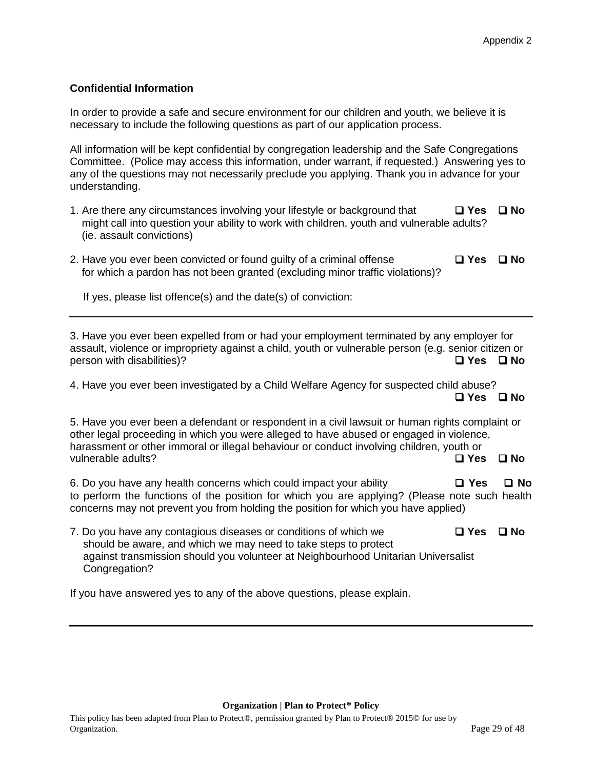Appendix 2

**Confidential Information**

In order to provide a safe and secure environment for our children and youth, we believe it is necessary to include the following questions as part of our application process.

All information will be kept confidential by congregation leadership and the Safe Congregations Committee. (Police may access this information, under warrant, if requested.) Answering yes to any of the questions may not necessarily preclude you applying. Thank you in advance for your understanding.

1. Are there any circumstances involving your lifestyle or background that might call into question your ability to work with children, youth and vulnerable adults? (ie. assault convictions) **❑ Yes ❑ No**

2. Have you ever been convicted or found guilty of a criminal offense for which a pardon has not been granted (excluding minor traffic violations)? **❑ Yes ❑ No**

   If yes, please list offence(s) and the date(s) of conviction:

---

3. Have you ever been expelled from or had your employment terminated by any employer for assault, violence or impropriety against a child, youth or vulnerable person (e.g. senior citizen or person with disabilities)? **❑ Yes ❑ No**

4. Have you ever been investigated by a Child Welfare Agency for suspected child abuse? **❑ Yes ❑ No**

5. Have you ever been a defendant or respondent in a civil lawsuit or human rights complaint or other legal proceeding in which you were alleged to have abused or engaged in violence, harassment or other immoral or illegal behaviour or conduct involving children, youth or vulnerable adults? **❑ Yes ❑ No**

6. Do you have any health concerns which could impact your ability to perform the functions of the position for which you are applying? (Please note such health concerns may not prevent you from holding the position for which you have applied) **❑ Yes ❑ No**

7. Do you have any contagious diseases or conditions of which we should be aware, and which we may need to take steps to protect against transmission should you volunteer at Neighbourhood Unitarian Universalist Congregation? **❑ Yes ❑ No**

If you have answered yes to any of the above questions, please explain.

---

**Organization | Plan to Protect® Policy**

This policy has been adapted from Plan to Protect®, permission granted by Plan to Protect® 2015© for use by Organization.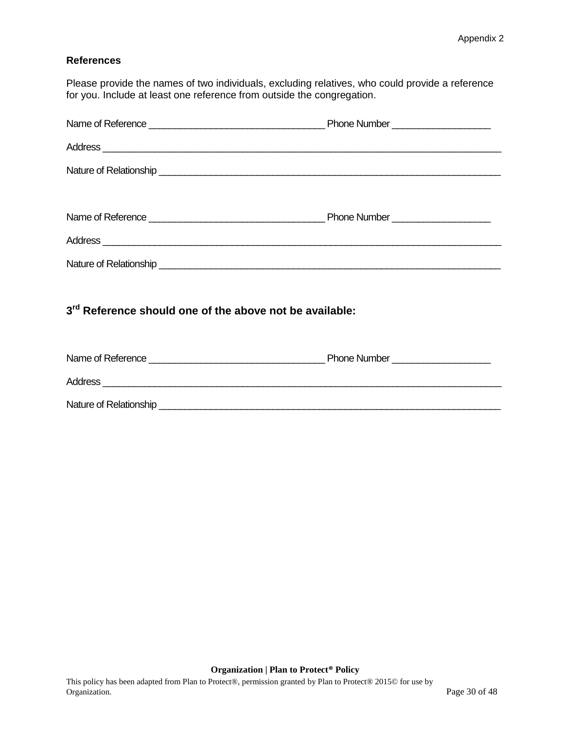Appendix 2

**References**

Please provide the names of two individuals, excluding relatives, who could provide a reference for you. Include at least one reference from outside the congregation.

Name of Reference ________________________________ Phone Number _________________

Address ___________________________________________________________________________

Nature of Relationship _____________________________________________________________

Name of Reference ________________________________ Phone Number _________________

Address ___________________________________________________________________________

Nature of Relationship _____________________________________________________________

**3rd Reference should one of the above not be available:**

Name of Reference ________________________________ Phone Number _________________

Address ___________________________________________________________________________

Nature of Relationship _____________________________________________________________

**Organization | Plan to Protect® Policy**

This policy has been adapted from Plan to Protect®, permission granted by Plan to Protect® 2015© for use by Organization.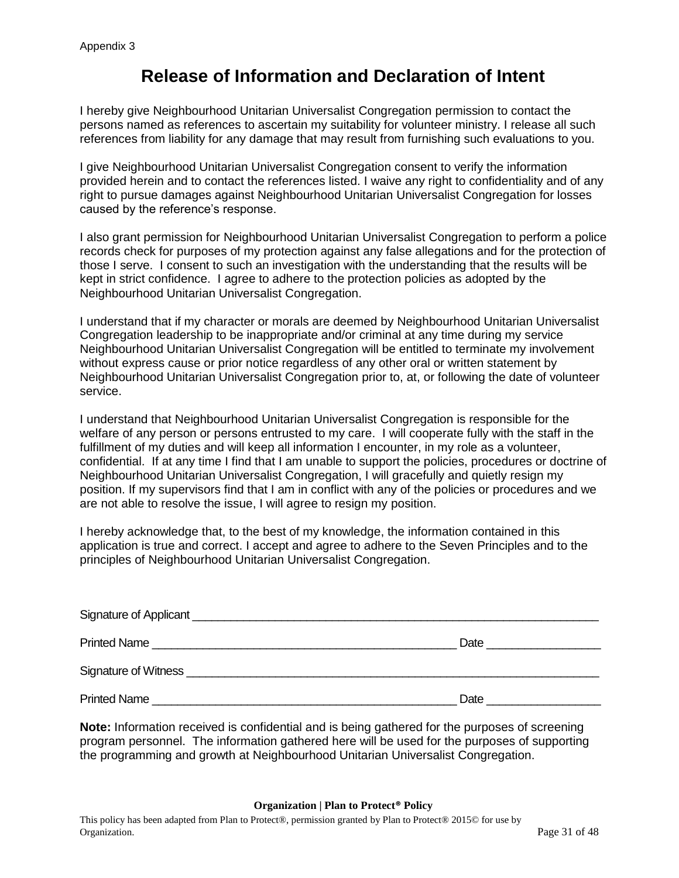Appendix 3

# Release of Information and Declaration of Intent

I hereby give Neighbourhood Unitarian Universalist Congregation permission to contact the persons named as references to ascertain my suitability for volunteer ministry. I release all such references from liability for any damage that may result from furnishing such evaluations to you.

I give Neighbourhood Unitarian Universalist Congregation consent to verify the information provided herein and to contact the references listed. I waive any right to confidentiality and of any right to pursue damages against Neighbourhood Unitarian Universalist Congregation for losses caused by the reference's response.

I also grant permission for Neighbourhood Unitarian Universalist Congregation to perform a police records check for purposes of my protection against any false allegations and for the protection of those I serve. I consent to such an investigation with the understanding that the results will be kept in strict confidence. I agree to adhere to the protection policies as adopted by the Neighbourhood Unitarian Universalist Congregation.

I understand that if my character or morals are deemed by Neighbourhood Unitarian Universalist Congregation leadership to be inappropriate and/or criminal at any time during my service Neighbourhood Unitarian Universalist Congregation will be entitled to terminate my involvement without express cause or prior notice regardless of any other oral or written statement by Neighbourhood Unitarian Universalist Congregation prior to, at, or following the date of volunteer service.

I understand that Neighbourhood Unitarian Universalist Congregation is responsible for the welfare of any person or persons entrusted to my care. I will cooperate fully with the staff in the fulfillment of my duties and will keep all information I encounter, in my role as a volunteer, confidential. If at any time I find that I am unable to support the policies, procedures or doctrine of Neighbourhood Unitarian Universalist Congregation, I will gracefully and quietly resign my position. If my supervisors find that I am in conflict with any of the policies or procedures and we are not able to resolve the issue, I will agree to resign my position.

I hereby acknowledge that, to the best of my knowledge, the information contained in this application is true and correct. I accept and agree to adhere to the Seven Principles and to the principles of Neighbourhood Unitarian Universalist Congregation.

Signature of Applicant ____________________________________________________________

Printed Name ______________________________________________ Date ________________

Signature of Witness _____________________________________________________________

Printed Name ______________________________________________ Date ________________

**Note:** Information received is confidential and is being gathered for the purposes of screening program personnel. The information gathered here will be used for the purposes of supporting the programming and growth at Neighbourhood Unitarian Universalist Congregation.

**Organization | Plan to Protect® Policy**

This policy has been adapted from Plan to Protect®, permission granted by Plan to Protect® 2015© for use by Organization.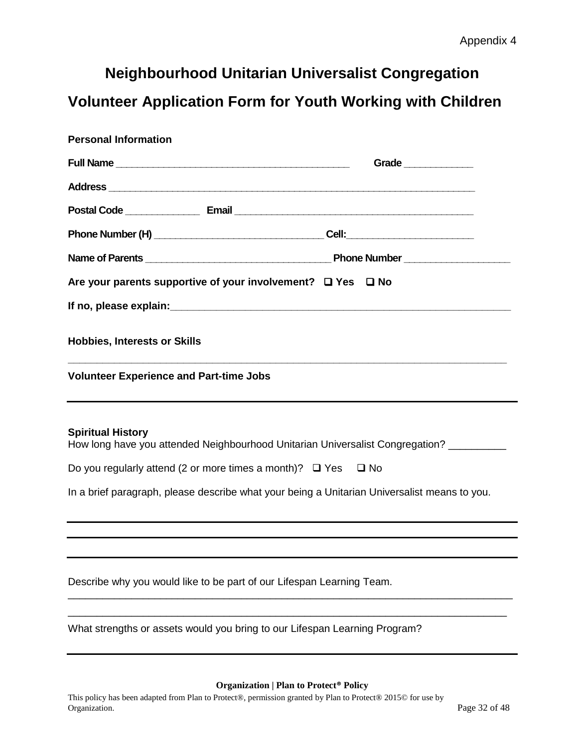Appendix 4

# Neighbourhood Unitarian Universalist Congregation

## Volunteer Application Form for Youth Working with Children

**Personal Information**

**Full Name** ________________________________________ **Grade** ____________

**Address** ______________________________________________________________

**Postal Code** _____________ **Email** ________________________________________

**Phone Number (H)** ____________________________ **Cell:**______________________

**Name of Parents** ______________________________ **Phone Number** __________________

**Are your parents supportive of your involvement?** ❑ **Yes** ❑ **No**

**If no, please explain:**___________________________________________________________

**Hobbies, Interests or Skills**

___________________________________________________________________________

**Volunteer Experience and Part-time Jobs**

___________________________________________________________________________

**Spiritual History**

How long have you attended Neighbourhood Unitarian Universalist Congregation? _________

Do you regularly attend (2 or more times a month)? ❑ Yes ❑ No

In a brief paragraph, please describe what your being a Unitarian Universalist means to you.

___________________________________________________________________________

___________________________________________________________________________

___________________________________________________________________________

Describe why you would like to be part of our Lifespan Learning Team.

___________________________________________________________________________

___________________________________________________________________________

What strengths or assets would you bring to our Lifespan Learning Program?

___________________________________________________________________________

**Organization | Plan to Protect® Policy**

This policy has been adapted from Plan to Protect®, permission granted by Plan to Protect® 2015© for use by Organization.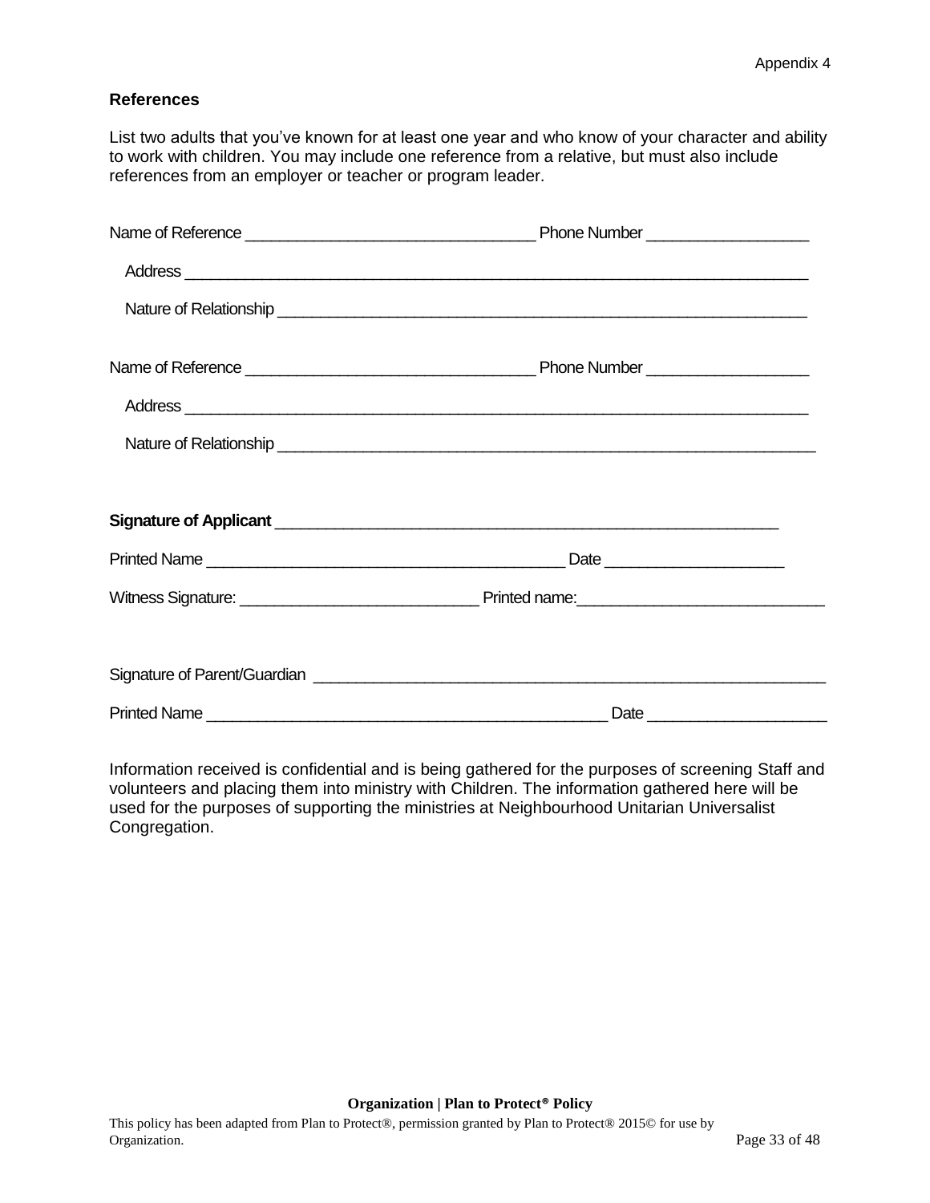Appendix 4

**References**

List two adults that you've known for at least one year and who know of your character and ability to work with children. You may include one reference from a relative, but must also include references from an employer or teacher or program leader.

Name of Reference _________________________________ Phone Number __________________

Address ________________________________________________________________________

Nature of Relationship ______________________________________________________________

Name of Reference _________________________________ Phone Number __________________

Address ________________________________________________________________________

Nature of Relationship ______________________________________________________________

**Signature of Applicant** _________________________________________________________

Printed Name ________________________________________ Date ____________________

Witness Signature: ___________________________ Printed name:____________________________

Signature of Parent/Guardian ___________________________________________________________

Printed Name _____________________________________________ Date ____________________

Information received is confidential and is being gathered for the purposes of screening Staff and volunteers and placing them into ministry with Children. The information gathered here will be used for the purposes of supporting the ministries at Neighbourhood Unitarian Universalist Congregation.

**Organization | Plan to Protect® Policy**

This policy has been adapted from Plan to Protect®, permission granted by Plan to Protect® 2015© for use by Organization.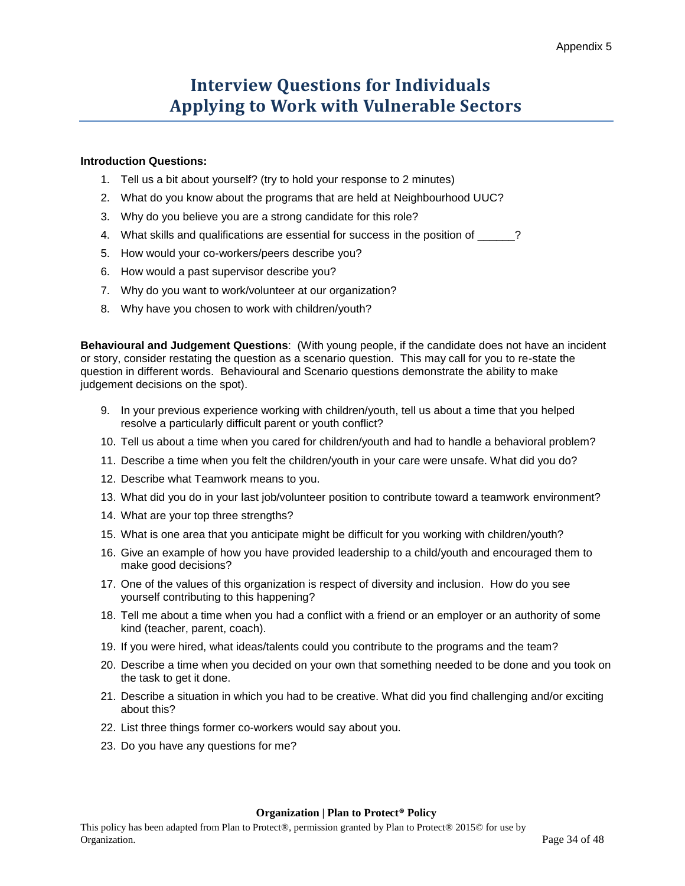Appendix 5

# Interview Questions for Individuals Applying to Work with Vulnerable Sectors

**Introduction Questions:**

1. Tell us a bit about yourself? (try to hold your response to 2 minutes)
2. What do you know about the programs that are held at Neighbourhood UUC?
3. Why do you believe you are a strong candidate for this role?
4. What skills and qualifications are essential for success in the position of ______?
5. How would your co-workers/peers describe you?
6. How would a past supervisor describe you?
7. Why do you want to work/volunteer at our organization?
8. Why have you chosen to work with children/youth?

**Behavioural and Judgement Questions**: (With young people, if the candidate does not have an incident or story, consider restating the question as a scenario question. This may call for you to re-state the question in different words. Behavioural and Scenario questions demonstrate the ability to make judgement decisions on the spot).

9. In your previous experience working with children/youth, tell us about a time that you helped resolve a particularly difficult parent or youth conflict?
10. Tell us about a time when you cared for children/youth and had to handle a behavioral problem?
11. Describe a time when you felt the children/youth in your care were unsafe. What did you do?
12. Describe what Teamwork means to you.
13. What did you do in your last job/volunteer position to contribute toward a teamwork environment?
14. What are your top three strengths?
15. What is one area that you anticipate might be difficult for you working with children/youth?
16. Give an example of how you have provided leadership to a child/youth and encouraged them to make good decisions?
17. One of the values of this organization is respect of diversity and inclusion. How do you see yourself contributing to this happening?
18. Tell me about a time when you had a conflict with a friend or an employer or an authority of some kind (teacher, parent, coach).
19. If you were hired, what ideas/talents could you contribute to the programs and the team?
20. Describe a time when you decided on your own that something needed to be done and you took on the task to get it done.
21. Describe a situation in which you had to be creative. What did you find challenging and/or exciting about this?
22. List three things former co-workers would say about you.
23. Do you have any questions for me?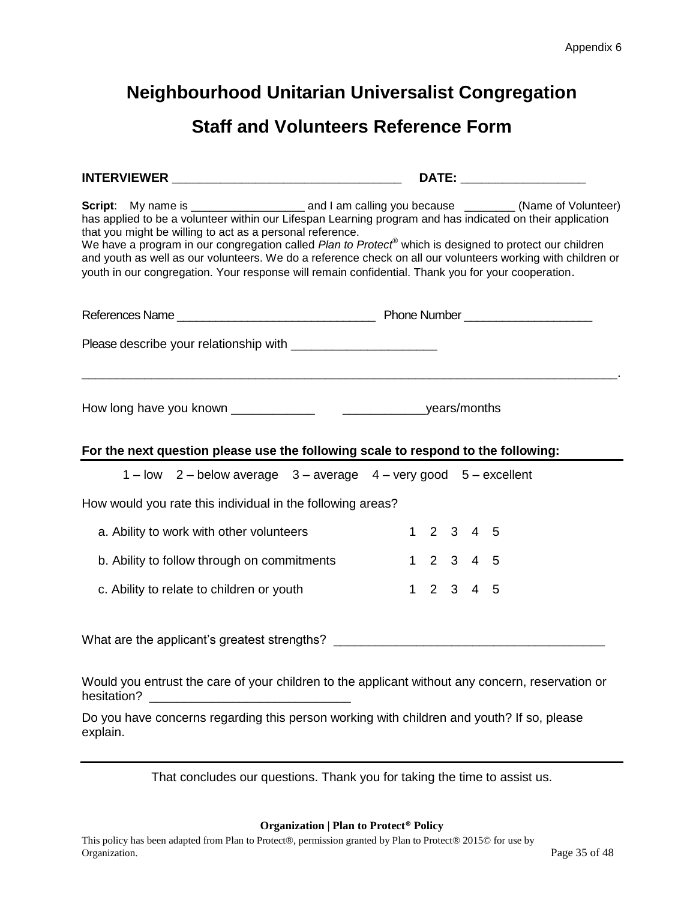Appendix 6

# Neighbourhood Unitarian Universalist Congregation

## Staff and Volunteers Reference Form

**INTERVIEWER** __________________________________ **DATE:** __________________

**Script**: My name is __________________ and I am calling you because ________ (Name of Volunteer) has applied to be a volunteer within our Lifespan Learning program and has indicated on their application that you might be willing to act as a personal reference.
We have a program in our congregation called *Plan to Protect®* which is designed to protect our children and youth as well as our volunteers. We do a reference check on all our volunteers working with children or youth in our congregation. Your response will remain confidential. Thank you for your cooperation.

References Name ______________________________ Phone Number ___________________

Please describe your relationship with _____________________

________________________________________________________________________________.

How long have you known ____________ ____________years/months

**For the next question please use the following scale to respond to the following:**

1 – low 2 – below average 3 – average 4 – very good 5 – excellent

How would you rate this individual in the following areas?

| | | | | | |
|---|---|---|---|---|---|
| a. Ability to work with other volunteers | 1 | 2 | 3 | 4 | 5 |
| b. Ability to follow through on commitments | 1 | 2 | 3 | 4 | 5 |
| c. Ability to relate to children or youth | 1 | 2 | 3 | 4 | 5 |

What are the applicant's greatest strengths? ______________________________________

Would you entrust the care of your children to the applicant without any concern, reservation or hesitation? ____________________________

Do you have concerns regarding this person working with children and youth? If so, please explain.

---

That concludes our questions. Thank you for taking the time to assist us.

**Organization | Plan to Protect® Policy**

This policy has been adapted from Plan to Protect®, permission granted by Plan to Protect® 2015© for use by Organization.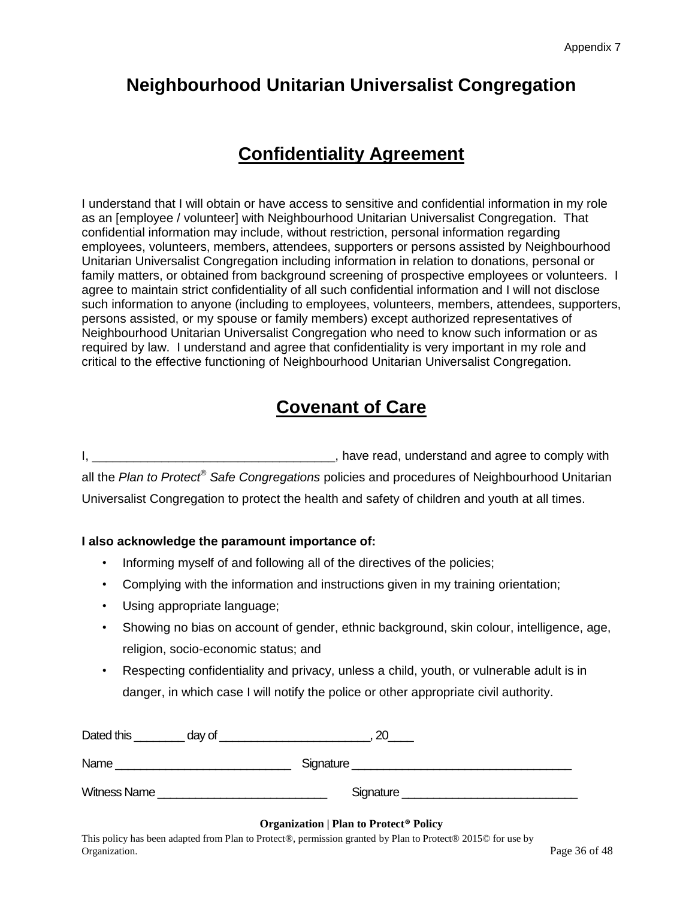Appendix 7

# Neighbourhood Unitarian Universalist Congregation

## Confidentiality Agreement

I understand that I will obtain or have access to sensitive and confidential information in my role as an [employee / volunteer] with Neighbourhood Unitarian Universalist Congregation. That confidential information may include, without restriction, personal information regarding employees, volunteers, members, attendees, supporters or persons assisted by Neighbourhood Unitarian Universalist Congregation including information in relation to donations, personal or family matters, or obtained from background screening of prospective employees or volunteers. I agree to maintain strict confidentiality of all such confidential information and I will not disclose such information to anyone (including to employees, volunteers, members, attendees, supporters, persons assisted, or my spouse or family members) except authorized representatives of Neighbourhood Unitarian Universalist Congregation who need to know such information or as required by law. I understand and agree that confidentiality is very important in my role and critical to the effective functioning of Neighbourhood Unitarian Universalist Congregation.

## Covenant of Care

I, ___________________________________, have read, understand and agree to comply with all the *Plan to Protect® Safe Congregations* policies and procedures of Neighbourhood Unitarian Universalist Congregation to protect the health and safety of children and youth at all times.

**I also acknowledge the paramount importance of:**

- Informing myself of and following all of the directives of the policies;
- Complying with the information and instructions given in my training orientation;
- Using appropriate language;
- Showing no bias on account of gender, ethnic background, skin colour, intelligence, age, religion, socio-economic status; and
- Respecting confidentiality and privacy, unless a child, youth, or vulnerable adult is in danger, in which case I will notify the police or other appropriate civil authority.

Dated this ________ day of ________________________, 20____

Name ___________________________ Signature _________________________________

Witness Name __________________________ Signature ___________________________

**Organization | Plan to Protect® Policy**

This policy has been adapted from Plan to Protect®, permission granted by Plan to Protect® 2015© for use by Organization.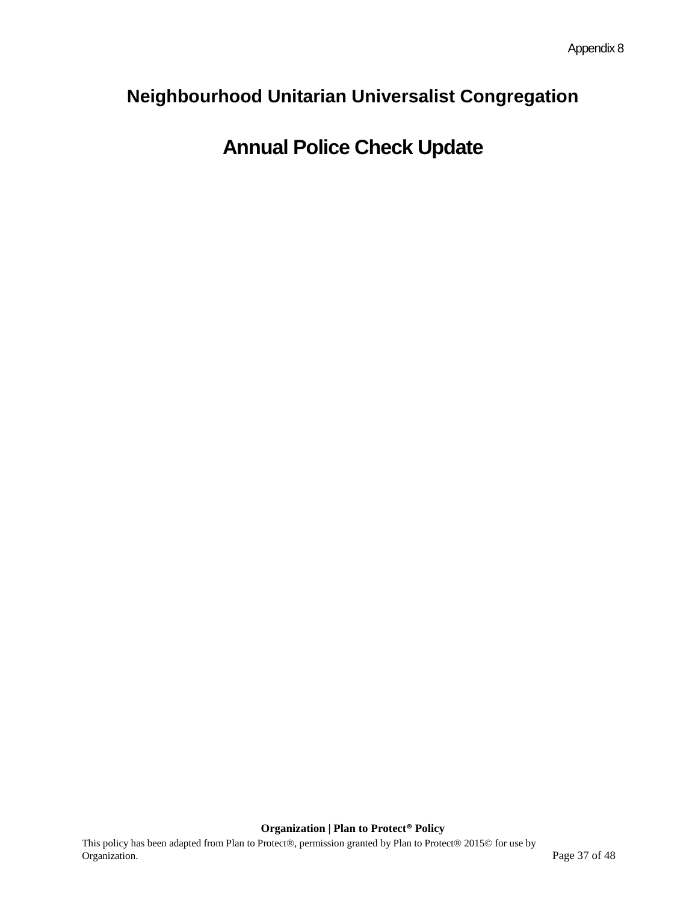Appendix 8

# Neighbourhood Unitarian Universalist Congregation

## Annual Police Check Update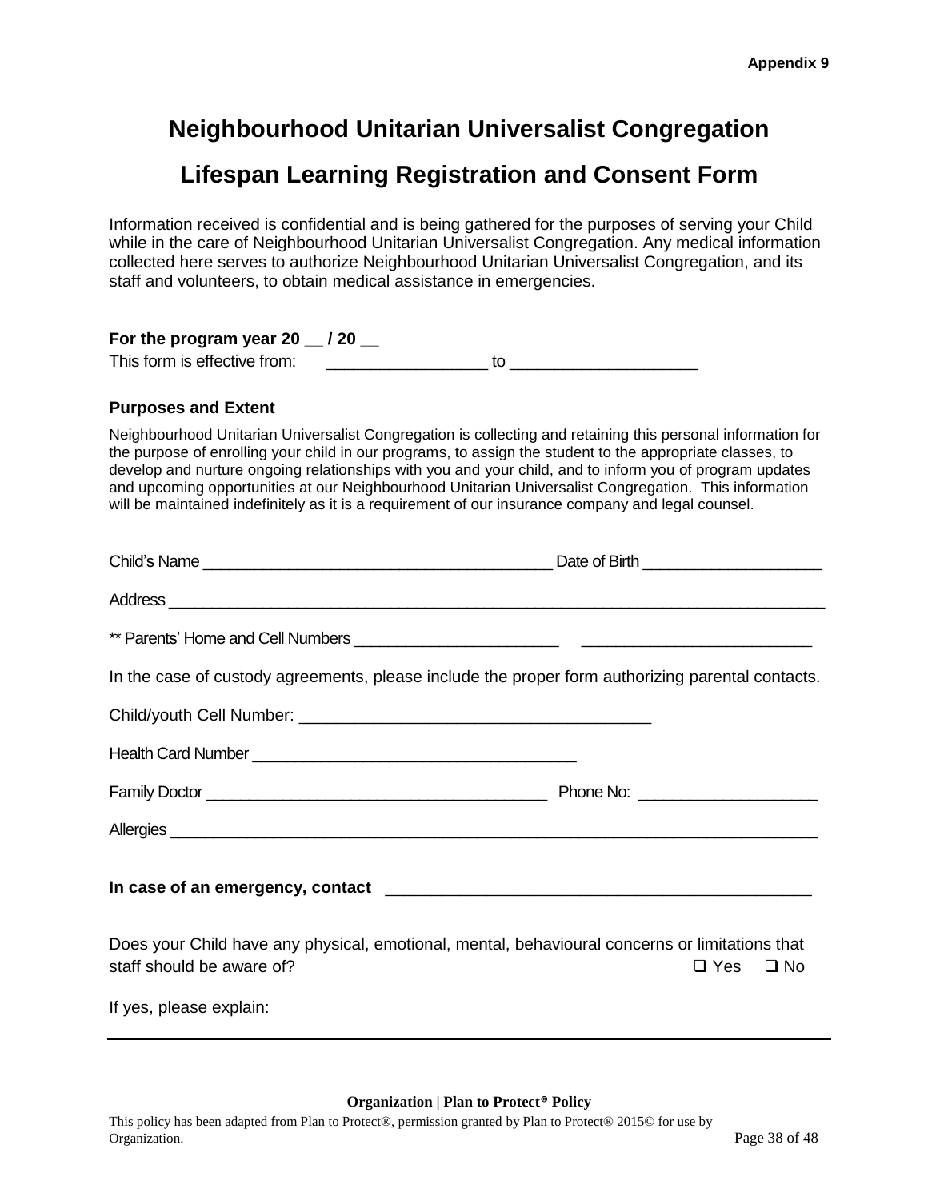Appendix 9

# Neighbourhood Unitarian Universalist Congregation

## Lifespan Learning Registration and Consent Form

Information received is confidential and is being gathered for the purposes of serving your Child while in the care of Neighbourhood Unitarian Universalist Congregation. Any medical information collected here serves to authorize Neighbourhood Unitarian Universalist Congregation, and its staff and volunteers, to obtain medical assistance in emergencies.

**For the program year 20 __ / 20 __**

This form is effective from: _________________ to ____________________

**Purposes and Extent**

Neighbourhood Unitarian Universalist Congregation is collecting and retaining this personal information for the purpose of enrolling your child in our programs, to assign the student to the appropriate classes, to develop and nurture ongoing relationships with you and your child, and to inform you of program updates and upcoming opportunities at our Neighbourhood Unitarian Universalist Congregation. This information will be maintained indefinitely as it is a requirement of our insurance company and legal counsel.

Child's Name _______________________________________ Date of Birth ____________________

Address ___________________________________________________________________________

** Parents' Home and Cell Numbers _______________________ _________________________

In the case of custody agreements, please include the proper form authorizing parental contacts.

Child/youth Cell Number: ______________________________________

Health Card Number _____________________________________

Family Doctor ______________________________________ Phone No: ____________________

Allergies __________________________________________________________________________

**In case of an emergency, contact** ______________________________________________

Does your Child have any physical, emotional, mental, behavioural concerns or limitations that staff should be aware of? ❑ Yes ❑ No

If yes, please explain:

**Organization | Plan to Protect® Policy**

This policy has been adapted from Plan to Protect®, permission granted by Plan to Protect® 2015© for use by Organization.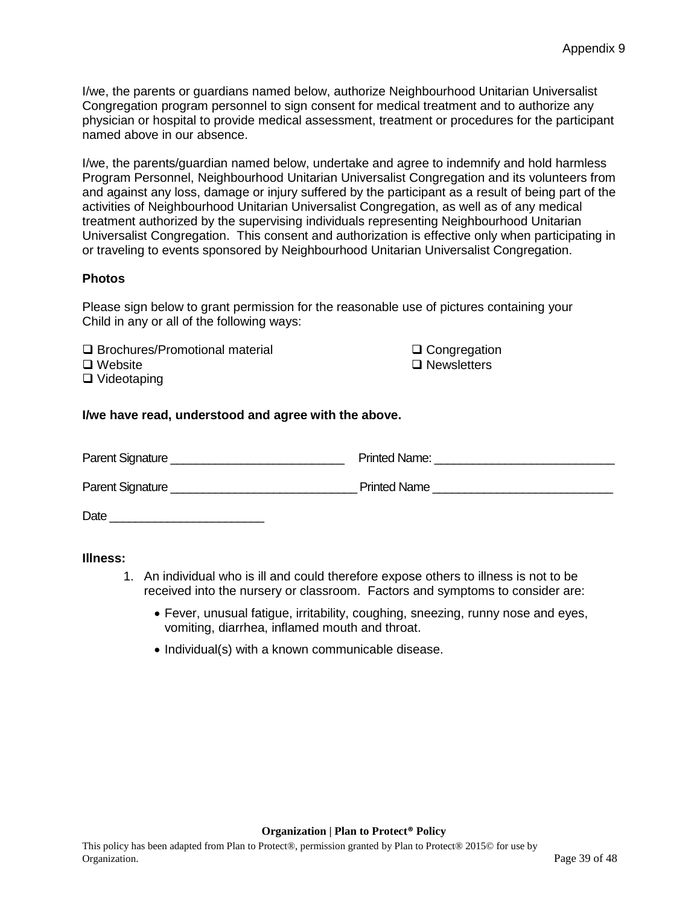Appendix 9

I/we, the parents or guardians named below, authorize Neighbourhood Unitarian Universalist Congregation program personnel to sign consent for medical treatment and to authorize any physician or hospital to provide medical assessment, treatment or procedures for the participant named above in our absence.

I/we, the parents/guardian named below, undertake and agree to indemnify and hold harmless Program Personnel, Neighbourhood Unitarian Universalist Congregation and its volunteers from and against any loss, damage or injury suffered by the participant as a result of being part of the activities of Neighbourhood Unitarian Universalist Congregation, as well as of any medical treatment authorized by the supervising individuals representing Neighbourhood Unitarian Universalist Congregation. This consent and authorization is effective only when participating in or traveling to events sponsored by Neighbourhood Unitarian Universalist Congregation.

**Photos**

Please sign below to grant permission for the reasonable use of pictures containing your Child in any or all of the following ways:

- ❑ Brochures/Promotional material
- ❑ Website
- ❑ Videotaping
- ❑ Congregation
- ❑ Newsletters

**I/we have read, understood and agree with the above.**

Parent Signature ___________________________ Printed Name: ____________________________

Parent Signature _____________________________ Printed Name ____________________________

Date ________________________

**Illness:**

1. An individual who is ill and could therefore expose others to illness is not to be received into the nursery or classroom. Factors and symptoms to consider are:
    - Fever, unusual fatigue, irritability, coughing, sneezing, runny nose and eyes, vomiting, diarrhea, inflamed mouth and throat.
    - Individual(s) with a known communicable disease.

**Organization | Plan to Protect® Policy**

This policy has been adapted from Plan to Protect®, permission granted by Plan to Protect® 2015© for use by Organization.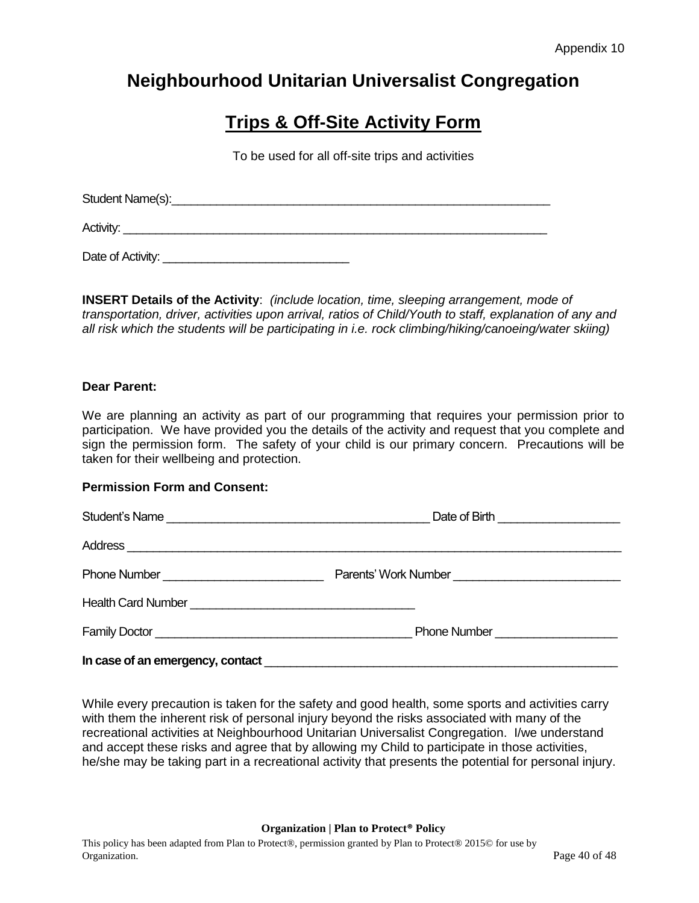Appendix 10

# Neighbourhood Unitarian Universalist Congregation

## Trips & Off-Site Activity Form

To be used for all off-site trips and activities

Student Name(s):_____________________________________________________________

Activity: ____________________________________________________________________

Date of Activity: _____________________________

**INSERT Details of the Activity**: *(include location, time, sleeping arrangement, mode of transportation, driver, activities upon arrival, ratios of Child/Youth to staff, explanation of any and all risk which the students will be participating in i.e. rock climbing/hiking/canoeing/water skiing)*

**Dear Parent:**

We are planning an activity as part of our programming that requires your permission prior to participation. We have provided you the details of the activity and request that you complete and sign the permission form. The safety of your child is our primary concern. Precautions will be taken for their wellbeing and protection.

**Permission Form and Consent:**

Student's Name ________________________________________ Date of Birth __________________

Address _____________________________________________________________________________

Phone Number ________________________ Parents' Work Number _________________________

Health Card Number __________________________________

Family Doctor _______________________________________ Phone Number __________________

**In case of an emergency, contact** ______________________________________________________

While every precaution is taken for the safety and good health, some sports and activities carry with them the inherent risk of personal injury beyond the risks associated with many of the recreational activities at Neighbourhood Unitarian Universalist Congregation. I/we understand and accept these risks and agree that by allowing my Child to participate in those activities, he/she may be taking part in a recreational activity that presents the potential for personal injury.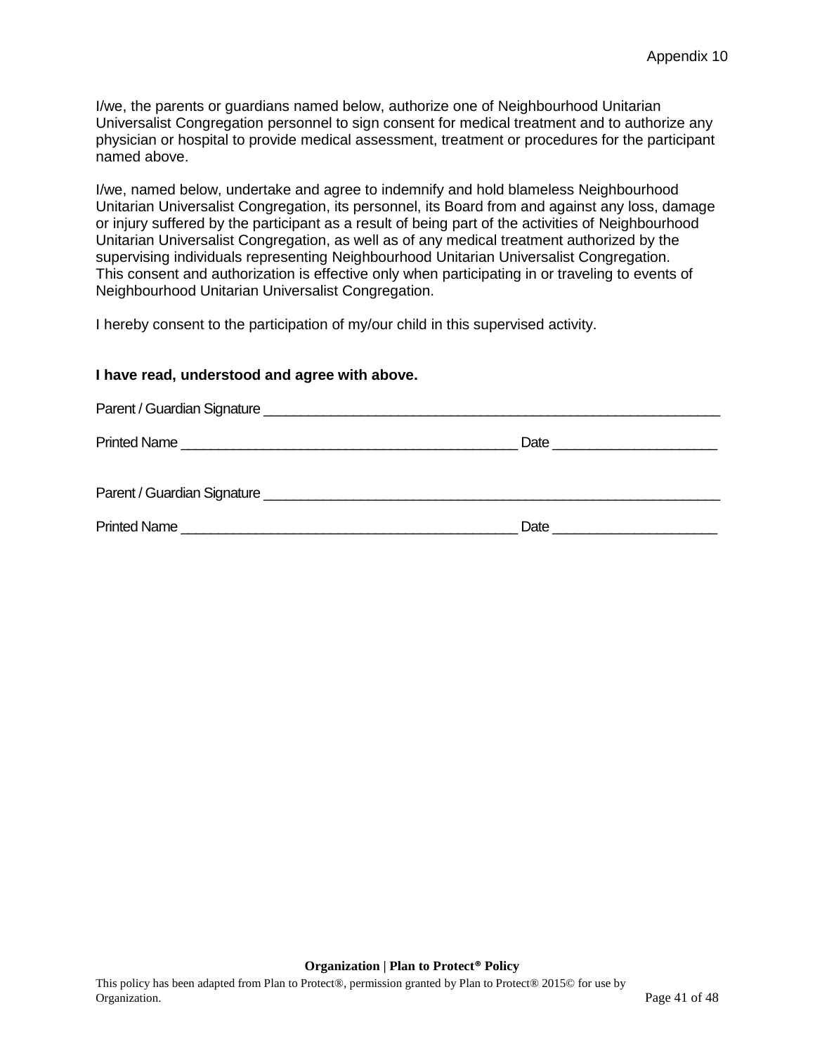Appendix 10

I/we, the parents or guardians named below, authorize one of Neighbourhood Unitarian Universalist Congregation personnel to sign consent for medical treatment and to authorize any physician or hospital to provide medical assessment, treatment or procedures for the participant named above.

I/we, named below, undertake and agree to indemnify and hold blameless Neighbourhood Unitarian Universalist Congregation, its personnel, its Board from and against any loss, damage or injury suffered by the participant as a result of being part of the activities of Neighbourhood Unitarian Universalist Congregation, as well as of any medical treatment authorized by the supervising individuals representing Neighbourhood Unitarian Universalist Congregation. This consent and authorization is effective only when participating in or traveling to events of Neighbourhood Unitarian Universalist Congregation.

I hereby consent to the participation of my/our child in this supervised activity.

**I have read, understood and agree with above.**

Parent / Guardian Signature ____________________________________________________________

Printed Name ____________________________________________ Date _____________________

Parent / Guardian Signature ____________________________________________________________

Printed Name ____________________________________________ Date _____________________

**Organization | Plan to Protect® Policy**

This policy has been adapted from Plan to Protect®, permission granted by Plan to Protect® 2015© for use by Organization.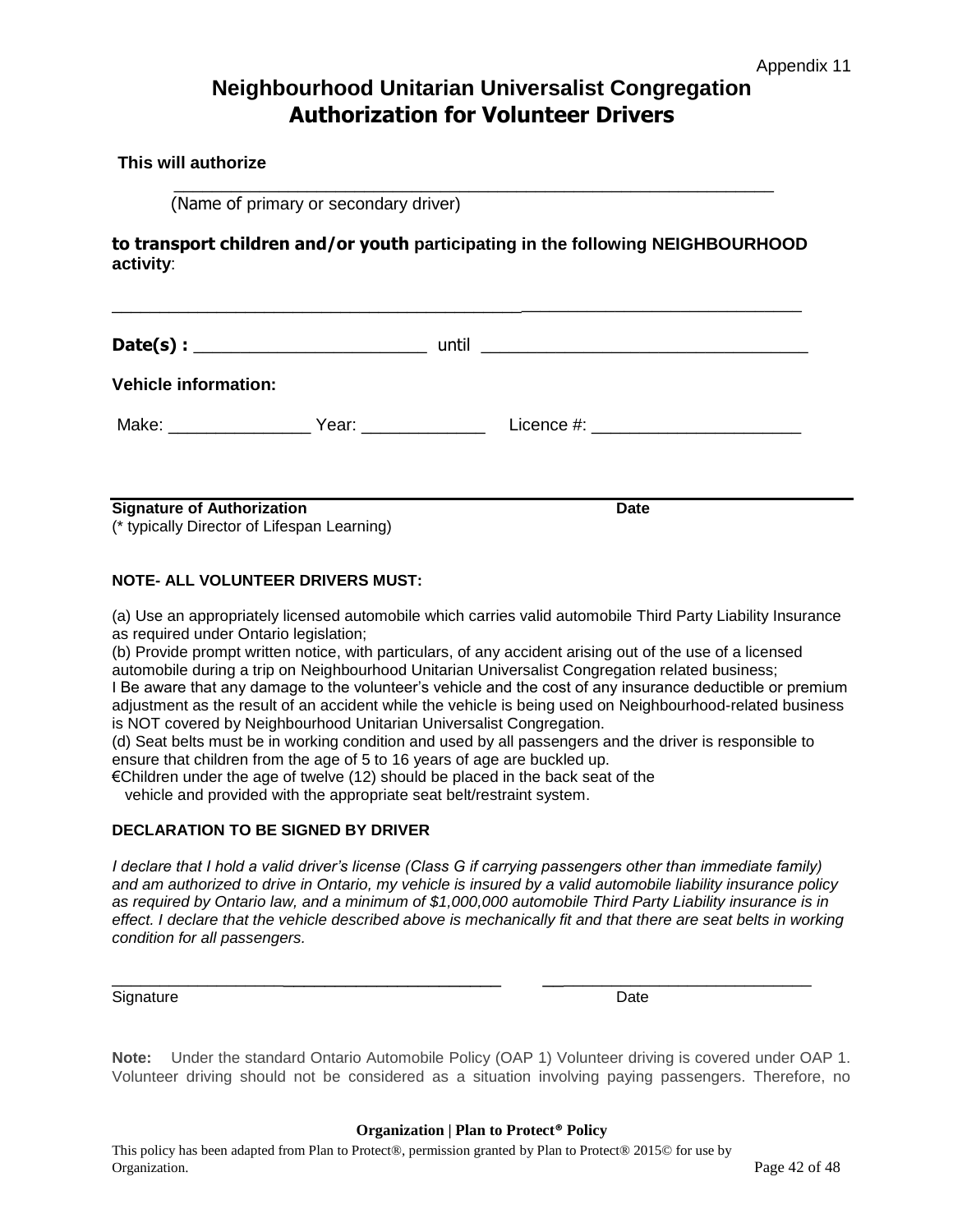Appendix 11

# Neighbourhood Unitarian Universalist Congregation
## Authorization for Volunteer Drivers

**This will authorize**

_______________________________________________________________

(Name of primary or secondary driver)

**to transport children and/or youth participating in the following NEIGHBOURHOOD activity**:

_______________________________________________________________

**Date(s) :** ________________________ until ________________________________

**Vehicle information:**

Make: _______________ Year: _____________ Licence #: _____________________

_______________________________________________________________

**Signature of Authorization** **Date**

(* typically Director of Lifespan Learning)

**NOTE- ALL VOLUNTEER DRIVERS MUST:**

(a) Use an appropriately licensed automobile which carries valid automobile Third Party Liability Insurance as required under Ontario legislation;
(b) Provide prompt written notice, with particulars, of any accident arising out of the use of a licensed automobile during a trip on Neighbourhood Unitarian Universalist Congregation related business;
I Be aware that any damage to the volunteer's vehicle and the cost of any insurance deductible or premium adjustment as the result of an accident while the vehicle is being used on Neighbourhood-related business is NOT covered by Neighbourhood Unitarian Universalist Congregation.
(d) Seat belts must be in working condition and used by all passengers and the driver is responsible to ensure that children from the age of 5 to 16 years of age are buckled up.
€Children under the age of twelve (12) should be placed in the back seat of the vehicle and provided with the appropriate seat belt/restraint system.

**DECLARATION TO BE SIGNED BY DRIVER**

*I declare that I hold a valid driver's license (Class G if carrying passengers other than immediate family) and am authorized to drive in Ontario, my vehicle is insured by a valid automobile liability insurance policy as required by Ontario law, and a minimum of $1,000,000 automobile Third Party Liability insurance is in effect. I declare that the vehicle described above is mechanically fit and that there are seat belts in working condition for all passengers.*

___________________________________________ ___________________________

Signature Date

**Note:** Under the standard Ontario Automobile Policy (OAP 1) Volunteer driving is covered under OAP 1. Volunteer driving should not be considered as a situation involving paying passengers. Therefore, no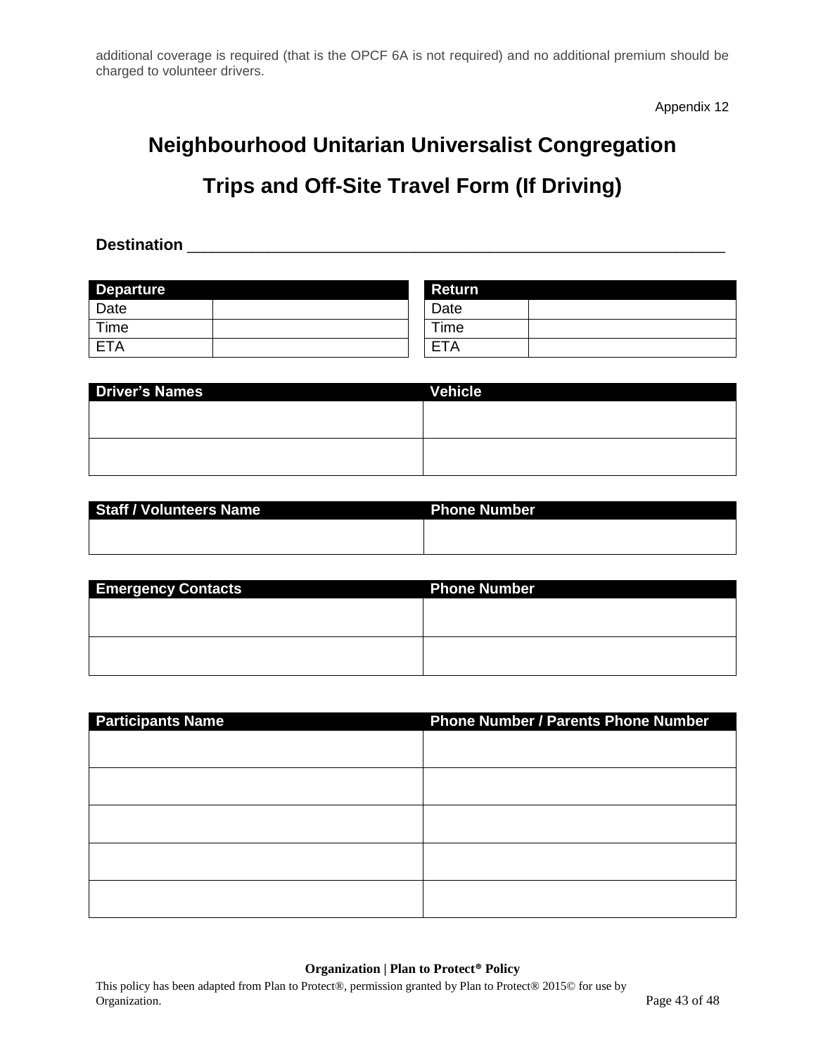additional coverage is required (that is the OPCF 6A is not required) and no additional premium should be charged to volunteer drivers.

Appendix 12

# Neighbourhood Unitarian Universalist Congregation

# Trips and Off-Site Travel Form (If Driving)

**Destination** ______________________________________________________________

| Departure | |
|---|---|
| Date | |
| Time | |
| ETA | |

| Return | |
|---|---|
| Date | |
| Time | |
| ETA | |

| Driver's Names | Vehicle |
|---|---|
| | |
| | |

| Staff / Volunteers Name | Phone Number |
|---|---|
| | |

| Emergency Contacts | Phone Number |
|---|---|
| | |
| | |

| Participants Name | Phone Number / Parents Phone Number |
|---|---|
| | |
| | |
| | |
| | |
| | |

**Organization | Plan to Protect® Policy**

This policy has been adapted from Plan to Protect®, permission granted by Plan to Protect® 2015© for use by Organization.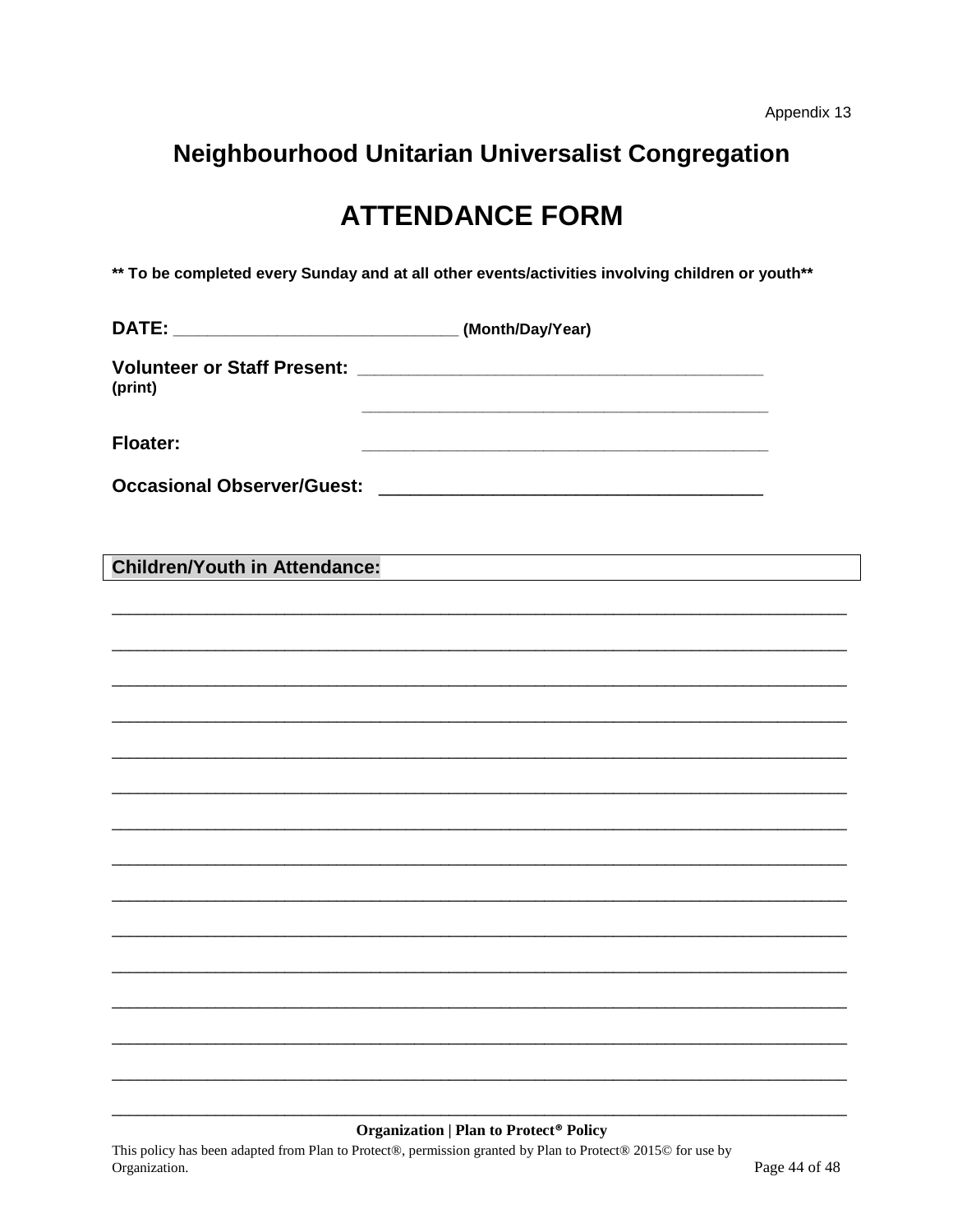Appendix 13

# Neighbourhood Unitarian Universalist Congregation

# ATTENDANCE FORM

**** To be completed every Sunday and at all other events/activities involving children or youth****

**DATE:** ______________________________ **(Month/Day/Year)**

**Volunteer or Staff Present:** ___________________________________________
**(print)**
___________________________________________

**Floater:** ___________________________________________

**Occasional Observer/Guest:** ___________________________________________

**Children/Youth in Attendance:**

________________________________________________________________________________

________________________________________________________________________________

________________________________________________________________________________

________________________________________________________________________________

________________________________________________________________________________

________________________________________________________________________________

________________________________________________________________________________

________________________________________________________________________________

________________________________________________________________________________

________________________________________________________________________________

________________________________________________________________________________

________________________________________________________________________________

________________________________________________________________________________

________________________________________________________________________________

________________________________________________________________________________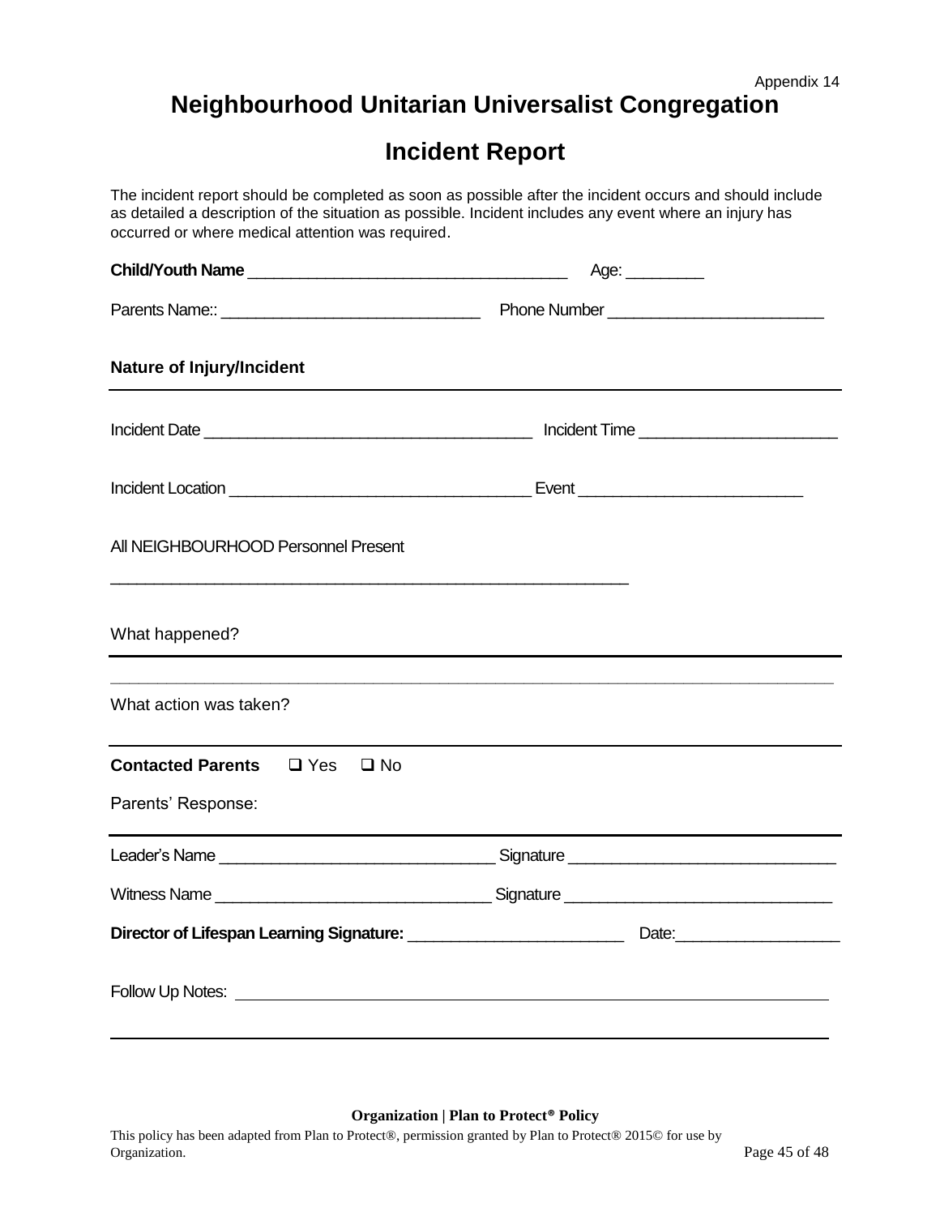Appendix 14

# Neighbourhood Unitarian Universalist Congregation

## Incident Report

The incident report should be completed as soon as possible after the incident occurs and should include as detailed a description of the situation as possible. Incident includes any event where an injury has occurred or where medical attention was required.

**Child/Youth Name** ___________________________________ Age: _________

Parents Name:: ______________________________ Phone Number ________________________

**Nature of Injury/Incident**

---

Incident Date _____________________________________ Incident Time ______________________

Incident Location __________________________________ Event _________________________

All NEIGHBOURHOOD Personnel Present

___________________________________________________________

What happened?

---

What action was taken?

---

**Contacted Parents** ❑ Yes ❑ No

Parents' Response:

---

Leader's Name ______________________________ Signature ______________________________

Witness Name ______________________________ Signature ______________________________

**Director of Lifespan Learning Signature:** ________________________ Date:__________________

Follow Up Notes: ________________________________________________________________

________________________________________________________________

**Organization | Plan to Protect® Policy**

This policy has been adapted from Plan to Protect®, permission granted by Plan to Protect® 2015© for use by Organization.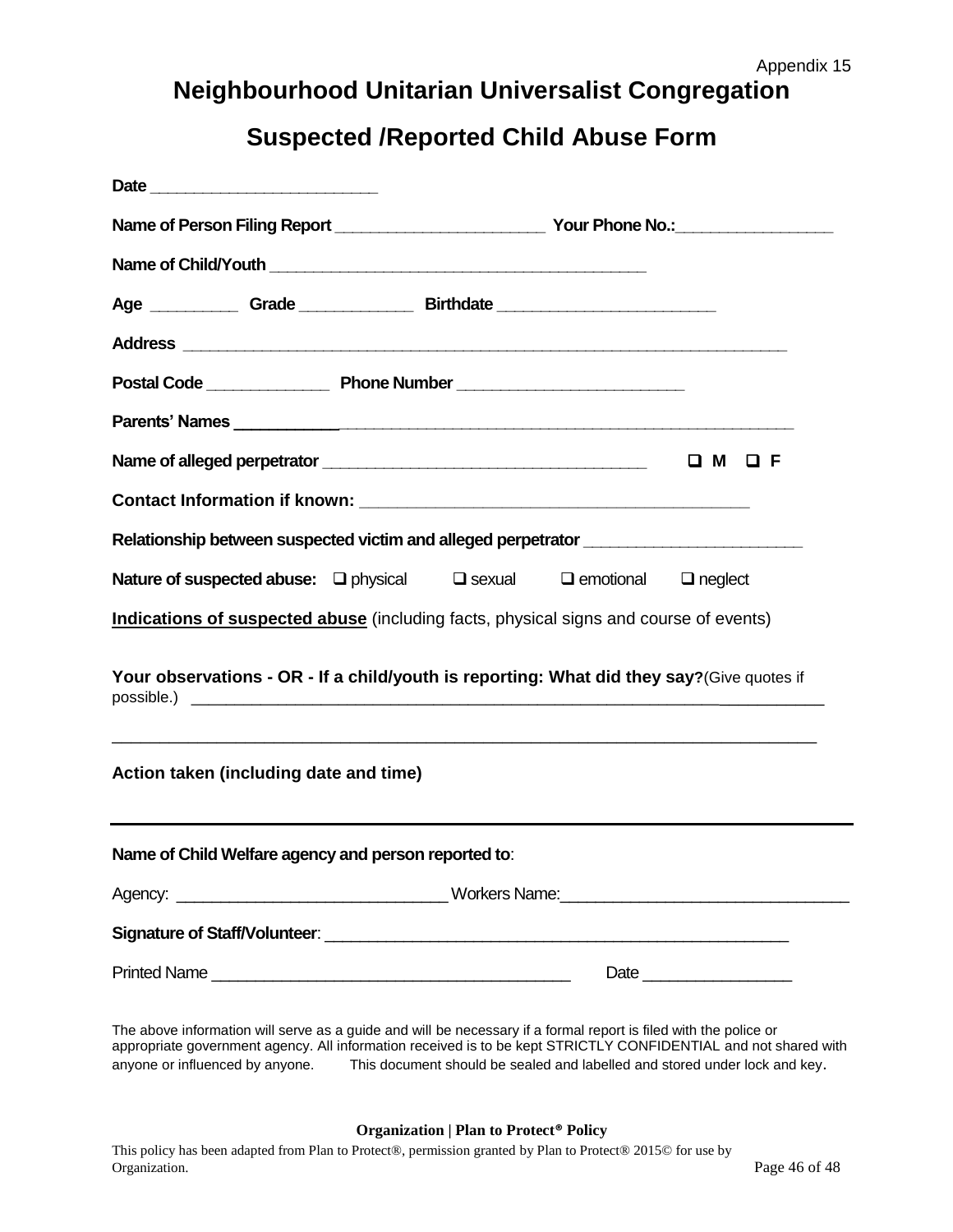Appendix 15

# Neighbourhood Unitarian Universalist Congregation

## Suspected /Reported Child Abuse Form

**Date** ______________________

**Name of Person Filing Report** ______________________ **Your Phone No.:**_______________

**Name of Child/Youth** ______________________________________

**Age** _________ **Grade** ____________ **Birthdate** ______________________

**Address** ____________________________________________________________

**Postal Code** ____________ **Phone Number** ______________________

**Parents' Names** ______________________________________________________

**Name of alleged perpetrator** ________________________________ ❑ **M** ❑ **F**

**Contact Information if known:** ______________________________________

**Relationship between suspected victim and alleged perpetrator** ____________________

**Nature of suspected abuse:** ❑ physical ❑ sexual ❑ emotional ❑ neglect

**Indications of suspected abuse** (including facts, physical signs and course of events)

**Your observations - OR - If a child/youth is reporting: What did they say?**(Give quotes if possible.) ________________________________________________________

__________________________________________________________________________

**Action taken (including date and time)**

---

**Name of Child Welfare agency and person reported to**:

Agency: ___________________________ Workers Name:___________________________

**Signature of Staff/Volunteer**: ______________________________________________

Printed Name ____________________________________ Date _______________

The above information will serve as a guide and will be necessary if a formal report is filed with the police or appropriate government agency. All information received is to be kept STRICTLY CONFIDENTIAL and not shared with anyone or influenced by anyone. This document should be sealed and labelled and stored under lock and key.

**Organization | Plan to Protect® Policy**

This policy has been adapted from Plan to Protect®, permission granted by Plan to Protect® 2015© for use by Organization.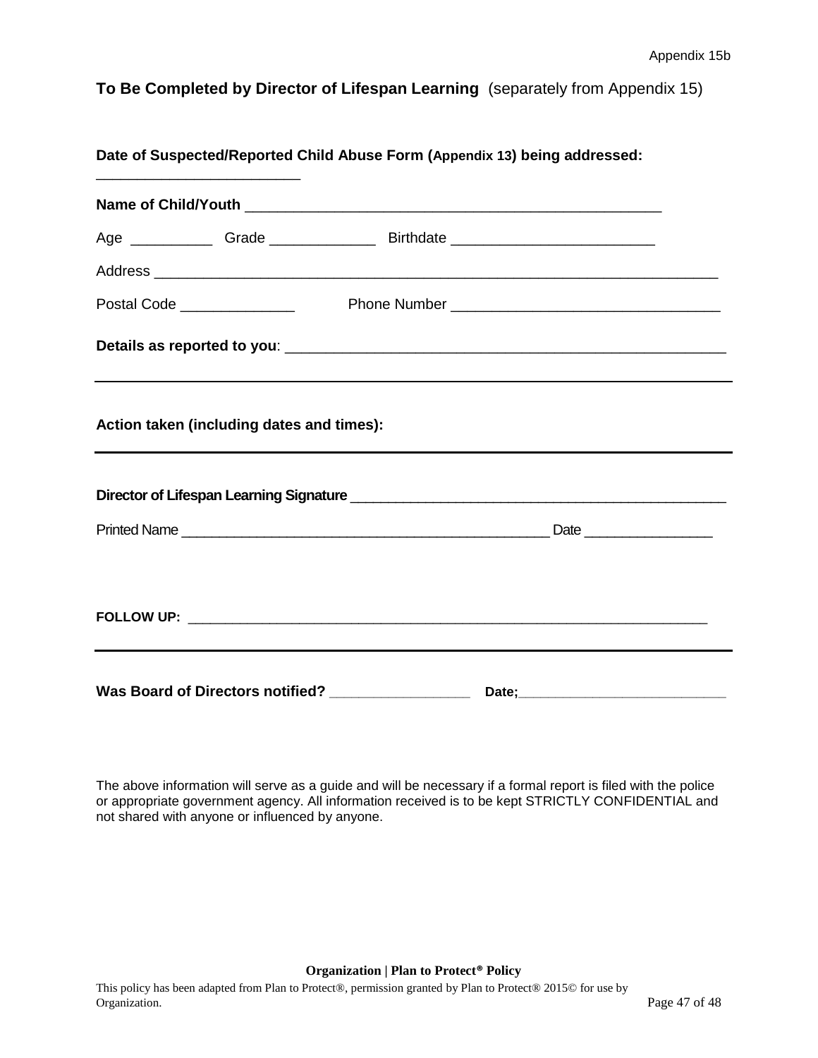Appendix 15b

**To Be Completed by Director of Lifespan Learning** (separately from Appendix 15)

**Date of Suspected/Reported Child Abuse Form (Appendix 13) being addressed:** _________________________

**Name of Child/Youth** _____________________________________________________

Age __________ Grade _____________ Birthdate ________________________

Address ______________________________________________________________________

Postal Code ______________ Phone Number ________________________________

**Details as reported to you**: ______________________________________________________

---

**Action taken (including dates and times):**

---

**Director of Lifespan Learning Signature** _______________________________________________

Printed Name _______________________________________________ Date ________________

**FOLLOW UP:** ____________________________________________________________________

---

**Was Board of Directors notified?** __________________ **Date;**____________________________

The above information will serve as a guide and will be necessary if a formal report is filed with the police or appropriate government agency. All information received is to be kept STRICTLY CONFIDENTIAL and not shared with anyone or influenced by anyone.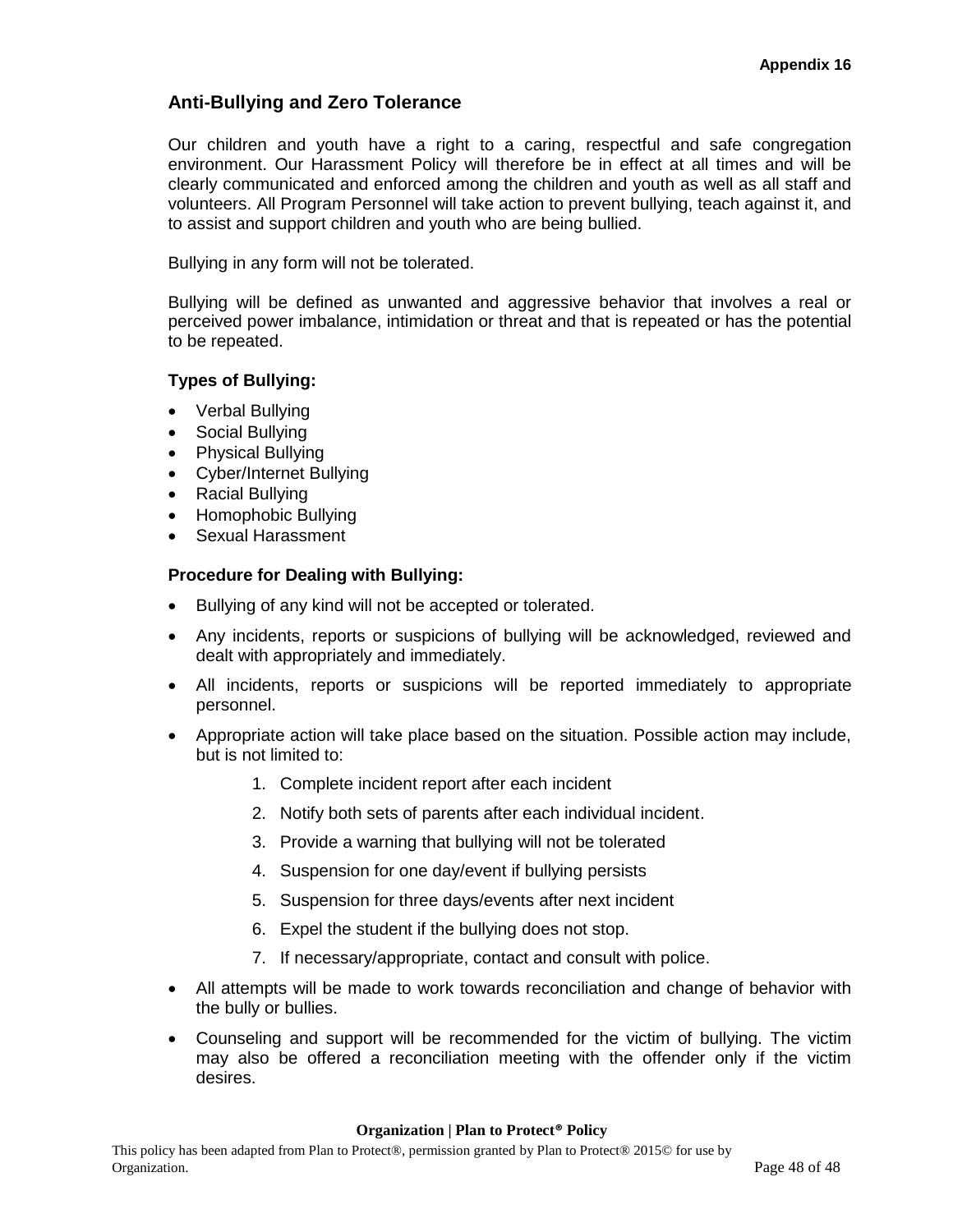Appendix 16

## Anti-Bullying and Zero Tolerance

Our children and youth have a right to a caring, respectful and safe congregation environment. Our Harassment Policy will therefore be in effect at all times and will be clearly communicated and enforced among the children and youth as well as all staff and volunteers. All Program Personnel will take action to prevent bullying, teach against it, and to assist and support children and youth who are being bullied.

Bullying in any form will not be tolerated.

Bullying will be defined as unwanted and aggressive behavior that involves a real or perceived power imbalance, intimidation or threat and that is repeated or has the potential to be repeated.

**Types of Bullying:**

- Verbal Bullying
- Social Bullying
- Physical Bullying
- Cyber/Internet Bullying
- Racial Bullying
- Homophobic Bullying
- Sexual Harassment

**Procedure for Dealing with Bullying:**

- Bullying of any kind will not be accepted or tolerated.
- Any incidents, reports or suspicions of bullying will be acknowledged, reviewed and dealt with appropriately and immediately.
- All incidents, reports or suspicions will be reported immediately to appropriate personnel.
- Appropriate action will take place based on the situation. Possible action may include, but is not limited to:
    1. Complete incident report after each incident
    2. Notify both sets of parents after each individual incident.
    3. Provide a warning that bullying will not be tolerated
    4. Suspension for one day/event if bullying persists
    5. Suspension for three days/events after next incident
    6. Expel the student if the bullying does not stop.
    7. If necessary/appropriate, contact and consult with police.
- All attempts will be made to work towards reconciliation and change of behavior with the bully or bullies.
- Counseling and support will be recommended for the victim of bullying. The victim may also be offered a reconciliation meeting with the offender only if the victim desires.